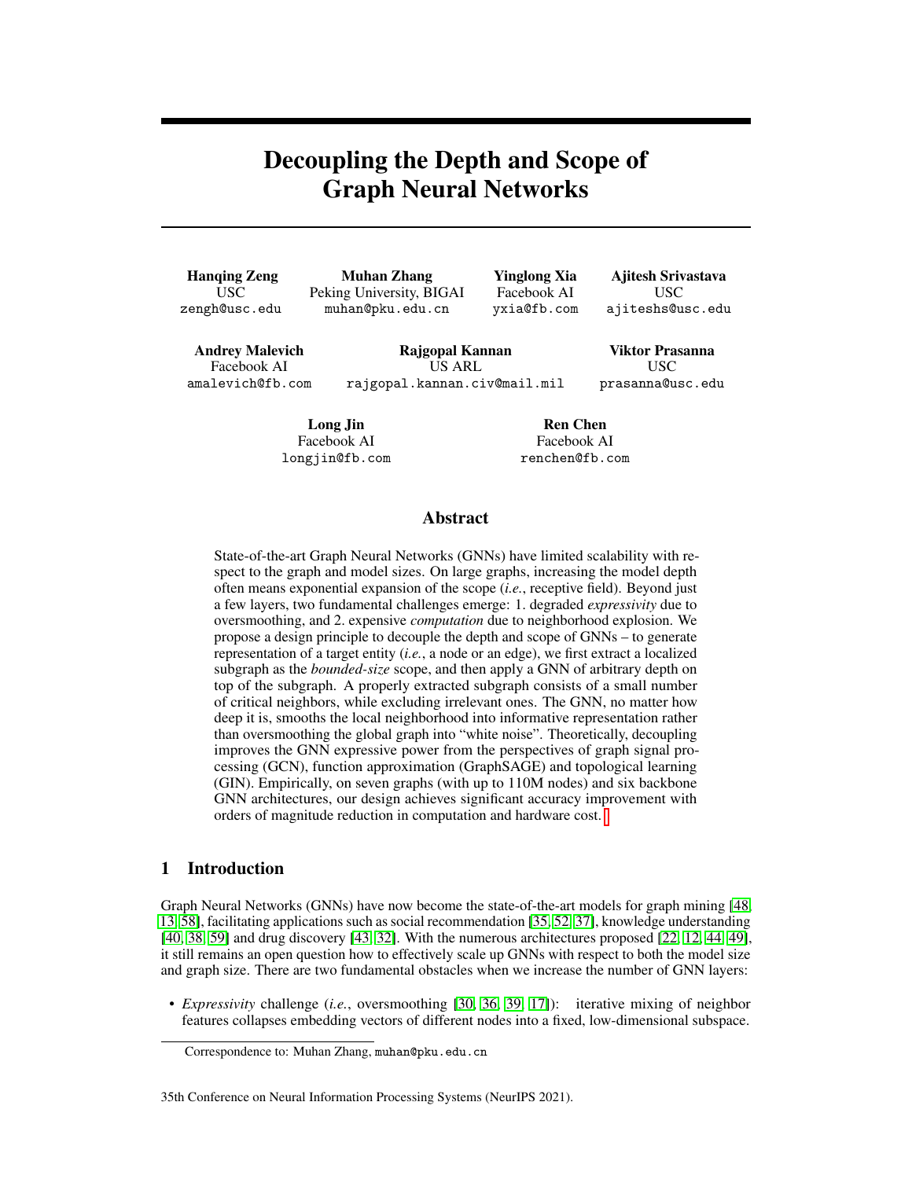# Decoupling the Depth and Scope of Graph Neural Networks

**Hanqing Zeng**
USC
zengh@usc.edu

**Muhan Zhang**
Peking University, BIGAI
muhan@pku.edu.cn

**Yinglong Xia**
Facebook AI
yxia@fb.com

**Ajitesh Srivastava**
USC
ajiteshs@usc.edu

**Andrey Malevich**
Facebook AI
amalevich@fb.com

**Rajgopal Kannan**
US ARL
rajgopal.kannan.civ@mail.mil

**Viktor Prasanna**
USC
prasanna@usc.edu

**Long Jin**
Facebook AI
longjin@fb.com

**Ren Chen**
Facebook AI
renchen@fb.com

## Abstract

State-of-the-art Graph Neural Networks (GNNs) have limited scalability with respect to the graph and model sizes. On large graphs, increasing the model depth often means exponential expansion of the scope (*i.e.*, receptive field). Beyond just a few layers, two fundamental challenges emerge: 1. degraded *expressivity* due to oversmoothing, and 2. expensive *computation* due to neighborhood explosion. We propose a design principle to decouple the depth and scope of GNNs – to generate representation of a target entity (*i.e.*, a node or an edge), we first extract a localized subgraph as the *bounded-size* scope, and then apply a GNN of arbitrary depth on top of the subgraph. A properly extracted subgraph consists of a small number of critical neighbors, while excluding irrelevant ones. The GNN, no matter how deep it is, smooths the local neighborhood into informative representation rather than oversmoothing the global graph into "white noise". Theoretically, decoupling improves the GNN expressive power from the perspectives of graph signal processing (GCN), function approximation (GraphSAGE) and topological learning (GIN). Empirically, on seven graphs (with up to 110M nodes) and six backbone GNN architectures, our design achieves significant accuracy improvement with orders of magnitude reduction in computation and hardware cost.[1]

## 1 Introduction

Graph Neural Networks (GNNs) have now become the state-of-the-art models for graph mining [48, 13, 58], facilitating applications such as social recommendation [35, 52, 37], knowledge understanding [40, 38, 59] and drug discovery [43, 32]. With the numerous architectures proposed [22, 12, 44, 49], it still remains an open question how to effectively scale up GNNs with respect to both the model size and graph size. There are two fundamental obstacles when we increase the number of GNN layers:

- *Expressivity* challenge (*i.e.*, oversmoothing [30, 36, 39, 17]): iterative mixing of neighbor features collapses embedding vectors of different nodes into a fixed, low-dimensional subspace.

Correspondence to: Muhan Zhang, muhan@pku.edu.cn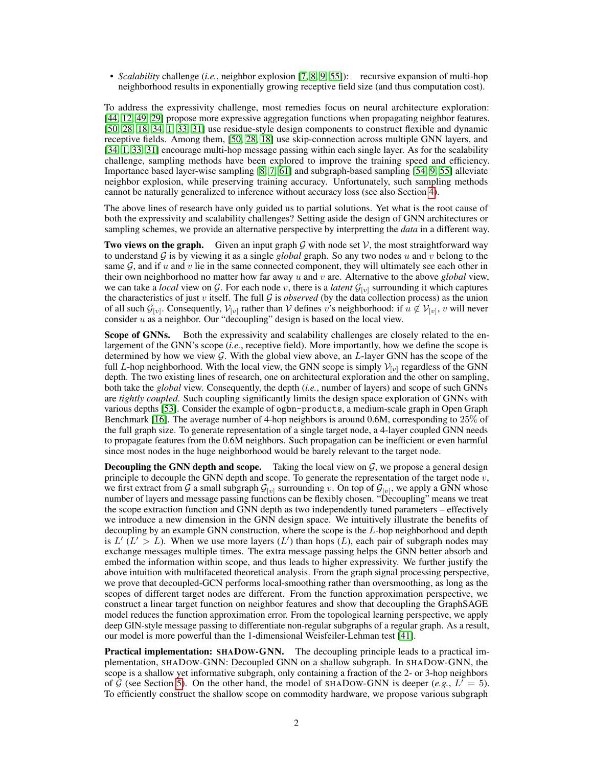- *Scalability* challenge (*i.e.*, neighbor explosion [7, 8, 9, 55]): recursive expansion of multi-hop neighborhood results in exponentially growing receptive field size (and thus computation cost).

To address the expressivity challenge, most remedies focus on neural architecture exploration: [44, 12, 49, 29] propose more expressive aggregation functions when propagating neighbor features. [50, 28, 18, 34, 1, 33, 31] use residue-style design components to construct flexible and dynamic receptive fields. Among them, [50, 28, 18] use skip-connection across multiple GNN layers, and [34, 1, 33, 31] encourage multi-hop message passing within each single layer. As for the scalability challenge, sampling methods have been explored to improve the training speed and efficiency. Importance based layer-wise sampling [8, 7, 61] and subgraph-based sampling [54, 9, 55] alleviate neighbor explosion, while preserving training accuracy. Unfortunately, such sampling methods cannot be naturally generalized to inference without accuracy loss (see also Section 4).

The above lines of research have only guided us to partial solutions. Yet what is the root cause of both the expressivity and scalability challenges? Setting aside the design of GNN architectures or sampling schemes, we provide an alternative perspective by interpretting the *data* in a different way.

**Two views on the graph.** Given an input graph $\mathcal{G}$ with node set $\mathcal{V}$, the most straightforward way to understand $\mathcal{G}$ is by viewing it as a single *global* graph. So any two nodes $u$ and $v$ belong to the same $\mathcal{G}$, and if $u$ and $v$ lie in the same connected component, they will ultimately see each other in their own neighborhood no matter how far away $u$ and $v$ are. Alternative to the above *global* view, we can take a *local* view on $\mathcal{G}$. For each node $v$, there is a *latent* $\mathcal{G}_{[v]}$ surrounding it which captures the characteristics of just $v$ itself. The full $\mathcal{G}$ is *observed* (by the data collection process) as the union of all such $\mathcal{G}_{[v]}$. Consequently, $\mathcal{V}_{[v]}$ rather than $\mathcal{V}$ defines $v$'s neighborhood: if $u \notin \mathcal{V}_{[v]}$, $v$ will never consider $u$ as a neighbor. Our "decoupling" design is based on the local view.

**Scope of GNNs.** Both the expressivity and scalability challenges are closely related to the enlargement of the GNN's scope (*i.e.*, receptive field). More importantly, how we define the scope is determined by how we view $\mathcal{G}$. With the global view above, an $L$-layer GNN has the scope of the full $L$-hop neighborhood. With the local view, the GNN scope is simply $\mathcal{V}_{[v]}$ regardless of the GNN depth. The two existing lines of research, one on architectural exploration and the other on sampling, both take the *global* view. Consequently, the depth (*i.e.*, number of layers) and scope of such GNNs are *tightly coupled*. Such coupling significantly limits the design space exploration of GNNs with various depths [53]. Consider the example of `ogbn-products`, a medium-scale graph in Open Graph Benchmark [16]. The average number of 4-hop neighbors is around 0.6M, corresponding to 25% of the full graph size. To generate representation of a single target node, a 4-layer coupled GNN needs to propagate features from the 0.6M neighbors. Such propagation can be inefficient or even harmful since most nodes in the huge neighborhood would be barely relevant to the target node.

**Decoupling the GNN depth and scope.** Taking the local view on $\mathcal{G}$, we propose a general design principle to decouple the GNN depth and scope. To generate the representation of the target node $v$, we first extract from $\mathcal{G}$ a small subgraph $\mathcal{G}_{[v]}$ surrounding $v$. On top of $\mathcal{G}_{[v]}$, we apply a GNN whose number of layers and message passing functions can be flexibly chosen. "Decoupling" means we treat the scope extraction function and GNN depth as two independently tuned parameters – effectively we introduce a new dimension in the GNN design space. We intuitively illustrate the benefits of decoupling by an example GNN construction, where the scope is the $L$-hop neighborhood and depth is $L'$ ($L' > L$). When we use more layers ($L'$) than hops ($L$), each pair of subgraph nodes may exchange messages multiple times. The extra message passing helps the GNN better absorb and embed the information within scope, and thus leads to higher expressivity. We further justify the above intuition with multifaceted theoretical analysis. From the graph signal processing perspective, we prove that decoupled-GCN performs local-smoothing rather than oversmoothing, as long as the scopes of different target nodes are different. From the function approximation perspective, we construct a linear target function on neighbor features and show that decoupling the GraphSAGE model reduces the function approximation error. From the topological learning perspective, we apply deep GIN-style message passing to differentiate non-regular subgraphs of a regular graph. As a result, our model is more powerful than the 1-dimensional Weisfeiler-Lehman test [41].

**Practical implementation: SHADOW-GNN.** The decoupling principle leads to a practical implementation, SHADOW-GNN: Decoupled GNN on a shallow subgraph. In SHADOW-GNN, the scope is a shallow yet informative subgraph, only containing a fraction of the 2- or 3-hop neighbors of $\mathcal{G}$ (see Section 5). On the other hand, the model of SHADOW-GNN is deeper (*e.g.*, $L' = 5$). To efficiently construct the shallow scope on commodity hardware, we propose various subgraph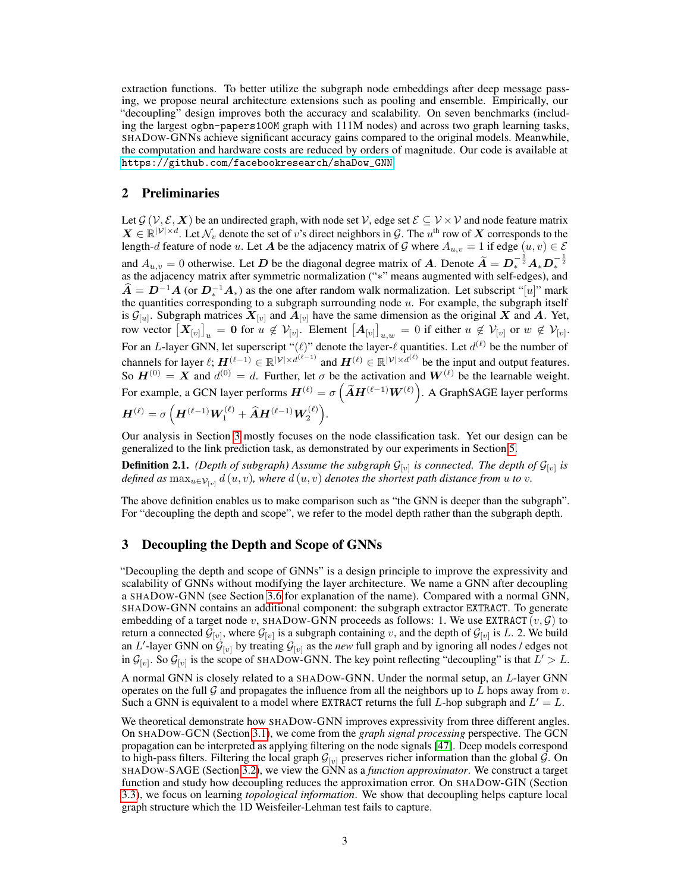extraction functions. To better utilize the subgraph node embeddings after deep message passing, we propose neural architecture extensions such as pooling and ensemble. Empirically, our "decoupling" design improves both the accuracy and scalability. On seven benchmarks (including the largest `ogbn-papers100M` graph with 111M nodes) and across two graph learning tasks, SHADOW-GNNs achieve significant accuracy gains compared to the original models. Meanwhile, the computation and hardware costs are reduced by orders of magnitude. Our code is available at https://github.com/facebookresearch/shaDow_GNN

## 2 Preliminaries

Let $\mathcal{G}\left(\mathcal{V}, \mathcal{E}, \boldsymbol{X}\right)$ be an undirected graph, with node set $\mathcal{V}$, edge set $\mathcal{E} \subseteq \mathcal{V} \times \mathcal{V}$ and node feature matrix $\boldsymbol{X} \in \mathbb{R}^{|\mathcal{V}| \times d}$. Let $\mathcal{N}_v$ denote the set of $v$'s direct neighbors in $\mathcal{G}$. The $u^{\text{th}}$ row of $\boldsymbol{X}$ corresponds to the length-$d$ feature of node $u$. Let $\boldsymbol{A}$ be the adjacency matrix of $\mathcal{G}$ where $A_{u,v} = 1$ if edge $(u, v) \in \mathcal{E}$ and $A_{u,v} = 0$ otherwise. Let $\boldsymbol{D}$ be the diagonal degree matrix of $\boldsymbol{A}$. Denote $\widetilde{\boldsymbol{A}} = \boldsymbol{D}_*^{-\frac{1}{2}} \boldsymbol{A}_* \boldsymbol{D}_*^{-\frac{1}{2}}$ as the adjacency matrix after symmetric normalization ("$*$" means augmented with self-edges), and $\widehat{\boldsymbol{A}} = \boldsymbol{D}^{-1}\boldsymbol{A}$ (or $\boldsymbol{D}_*^{-1}\boldsymbol{A}_*$) as the one after random walk normalization. Let subscript "$[u]$" mark the quantities corresponding to a subgraph surrounding node $u$. For example, the subgraph itself is $\mathcal{G}_{[u]}$. Subgraph matrices $\boldsymbol{X}_{[v]}$ and $\boldsymbol{A}_{[v]}$ have the same dimension as the original $\boldsymbol{X}$ and $\boldsymbol{A}$. Yet, row vector $\left[\boldsymbol{X}_{[v]}\right]_u = \boldsymbol{0}$ for $u \notin \mathcal{V}_{[v]}$. Element $\left[\boldsymbol{A}_{[v]}\right]_{u,w} = 0$ if either $u \notin \mathcal{V}_{[v]}$ or $w \notin \mathcal{V}_{[v]}$. For an $L$-layer GNN, let superscript "$(\ell)$" denote the layer-$\ell$ quantities. Let $d^{(\ell)}$ be the number of channels for layer $\ell$; $\boldsymbol{H}^{(\ell-1)} \in \mathbb{R}^{|\mathcal{V}| \times d^{(\ell-1)}}$ and $\boldsymbol{H}^{(\ell)} \in \mathbb{R}^{|\mathcal{V}| \times d^{(\ell)}}$ be the input and output features. So $\boldsymbol{H}^{(0)} = \boldsymbol{X}$ and $d^{(0)} = d$. Further, let $\sigma$ be the activation and $\boldsymbol{W}^{(\ell)}$ be the learnable weight. For example, a GCN layer performs $\boldsymbol{H}^{(\ell)} = \sigma\left(\widetilde{\boldsymbol{A}}\boldsymbol{H}^{(\ell-1)}\boldsymbol{W}^{(\ell)}\right)$. A GraphSAGE layer performs $\boldsymbol{H}^{(\ell)} = \sigma\left(\boldsymbol{H}^{(\ell-1)}\boldsymbol{W}_1^{(\ell)} + \widehat{\boldsymbol{A}}\boldsymbol{H}^{(\ell-1)}\boldsymbol{W}_2^{(\ell)}\right)$.

Our analysis in Section 3 mostly focuses on the node classification task. Yet our design can be generalized to the link prediction task, as demonstrated by our experiments in Section 5.

**Definition 2.1.** *(Depth of subgraph) Assume the subgraph $\mathcal{G}_{[v]}$ is connected. The depth of $\mathcal{G}_{[v]}$ is defined as $\max_{u \in \mathcal{V}_{[v]}} d\left(u, v\right)$, where $d\left(u, v\right)$ denotes the shortest path distance from $u$ to $v$.*

The above definition enables us to make comparison such as "the GNN is deeper than the subgraph". For "decoupling the depth and scope", we refer to the model depth rather than the subgraph depth.

## 3 Decoupling the Depth and Scope of GNNs

"Decoupling the depth and scope of GNNs" is a design principle to improve the expressivity and scalability of GNNs without modifying the layer architecture. We name a GNN after decoupling a SHADOW-GNN (see Section 3.6 for explanation of the name). Compared with a normal GNN, SHADOW-GNN contains an additional component: the subgraph extractor `EXTRACT`. To generate embedding of a target node $v$, SHADOW-GNN proceeds as follows: 1. We use `EXTRACT` $(v, \mathcal{G})$ to return a connected $\mathcal{G}_{[v]}$, where $\mathcal{G}_{[v]}$ is a subgraph containing $v$, and the depth of $\mathcal{G}_{[v]}$ is $L$. 2. We build an $L'$-layer GNN on $\mathcal{G}_{[v]}$ by treating $\mathcal{G}_{[v]}$ as the *new* full graph and by ignoring all nodes / edges not in $\mathcal{G}_{[v]}$. So $\mathcal{G}_{[v]}$ is the scope of SHADOW-GNN. The key point reflecting "decoupling" is that $L' > L$.

A normal GNN is closely related to a SHADOW-GNN. Under the normal setup, an $L$-layer GNN operates on the full $\mathcal{G}$ and propagates the influence from all the neighbors up to $L$ hops away from $v$. Such a GNN is equivalent to a model where `EXTRACT` returns the full $L$-hop subgraph and $L' = L$.

We theoretical demonstrate how SHADOW-GNN improves expressivity from three different angles. On SHADOW-GCN (Section 3.1), we come from the *graph signal processing* perspective. The GCN propagation can be interpreted as applying filtering on the node signals [47]. Deep models correspond to high-pass filters. Filtering the local graph $\mathcal{G}_{[v]}$ preserves richer information than the global $\mathcal{G}$. On SHADOW-SAGE (Section 3.2), we view the GNN as a *function approximator*. We construct a target function and study how decoupling reduces the approximation error. On SHADOW-GIN (Section 3.3), we focus on learning *topological information*. We show that decoupling helps capture local graph structure which the 1D Weisfeiler-Lehman test fails to capture.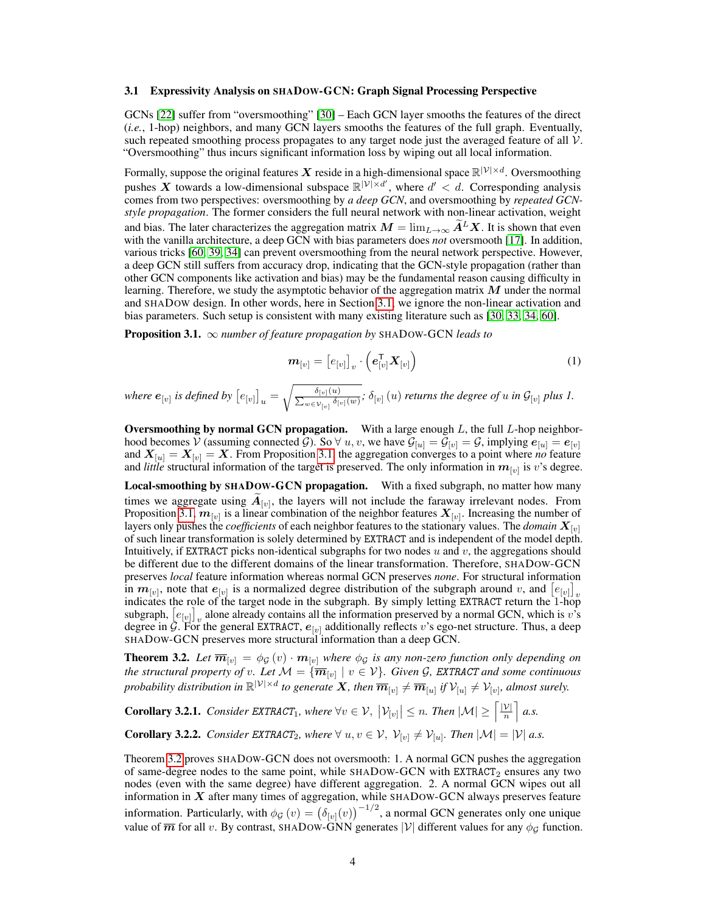### 3.1 Expressivity Analysis on SHADOW-GCN: Graph Signal Processing Perspective

GCNs [22] suffer from "oversmoothing" [30] – Each GCN layer smooths the features of the direct (*i.e.*, 1-hop) neighbors, and many GCN layers smooths the features of the full graph. Eventually, such repeated smoothing process propagates to any target node just the averaged feature of all $\mathcal{V}$. "Oversmoothing" thus incurs significant information loss by wiping out all local information.

Formally, suppose the original features $\boldsymbol{X}$ reside in a high-dimensional space $\mathbb{R}^{|\mathcal{V}|\times d}$. Oversmoothing pushes $\boldsymbol{X}$ towards a low-dimensional subspace $\mathbb{R}^{|\mathcal{V}|\times d'}$, where $d' < d$. Corresponding analysis comes from two perspectives: oversmoothing by *a deep GCN*, and oversmoothing by *repeated GCN-style propagation*. The former considers the full neural network with non-linear activation, weight and bias. The later characterizes the aggregation matrix $\boldsymbol{M} = \lim_{L\rightarrow\infty} \widetilde{\boldsymbol{A}}^L \boldsymbol{X}$. It is shown that even with the vanilla architecture, a deep GCN with bias parameters does *not* oversmooth [17]. In addition, various tricks [60, 39, 34] can prevent oversmoothing from the neural network perspective. However, a deep GCN still suffers from accuracy drop, indicating that the GCN-style propagation (rather than other GCN components like activation and bias) may be the fundamental reason causing difficulty in learning. Therefore, we study the asymptotic behavior of the aggregation matrix $\boldsymbol{M}$ under the normal and SHADOW design. In other words, here in Section 3.1, we ignore the non-linear activation and bias parameters. Such setup is consistent with many existing literature such as [30, 33, 34, 60].

**Proposition 3.1.** *$\infty$ number of feature propagation by* SHADOW-GCN *leads to*

$$\boldsymbol{m}_{[v]} = \left[e_{[v]}\right]_v \cdot \left(\boldsymbol{e}_{[v]}^{\mathsf{T}} \boldsymbol{X}_{[v]}\right) \tag{1}$$

*where $\boldsymbol{e}_{[v]}$ is defined by $\left[e_{[v]}\right]_u = \sqrt{\frac{\delta_{[v]}(u)}{\sum_{w\in\mathcal{V}_{[v]}} \delta_{[v]}(w)}}$; $\delta_{[v]}(u)$ returns the degree of $u$ in $\mathcal{G}_{[v]}$ plus 1.*

**Oversmoothing by normal GCN propagation.** With a large enough $L$, the full $L$-hop neighborhood becomes $\mathcal{V}$ (assuming connected $\mathcal{G}$). So $\forall\, u, v$, we have $\mathcal{G}_{[u]} = \mathcal{G}_{[v]} = \mathcal{G}$, implying $\boldsymbol{e}_{[u]} = \boldsymbol{e}_{[v]}$ and $\boldsymbol{X}_{[u]} = \boldsymbol{X}_{[v]} = \boldsymbol{X}$. From Proposition 3.1, the aggregation converges to a point where *no* feature and *little* structural information of the target is preserved. The only information in $\boldsymbol{m}_{[v]}$ is $v$'s degree.

**Local-smoothing by SHADOW-GCN propagation.** With a fixed subgraph, no matter how many times we aggregate using $\widetilde{\boldsymbol{A}}_{[v]}$, the layers will not include the faraway irrelevant nodes. From Proposition 3.1, $\boldsymbol{m}_{[v]}$ is a linear combination of the neighbor features $\boldsymbol{X}_{[v]}$. Increasing the number of layers only pushes the *coefficients* of each neighbor features to the stationary values. The *domain* $\boldsymbol{X}_{[v]}$ of such linear transformation is solely determined by `EXTRACT` and is independent of the model depth. Intuitively, if `EXTRACT` picks non-identical subgraphs for two nodes $u$ and $v$, the aggregations should be different due to the different domains of the linear transformation. Therefore, SHADOW-GCN preserves *local* feature information whereas normal GCN preserves *none*. For structural information in $\boldsymbol{m}_{[v]}$, note that $\boldsymbol{e}_{[v]}$ is a normalized degree distribution of the subgraph around $v$, and $\left[e_{[v]}\right]_v$ indicates the role of the target node in the subgraph. By simply letting `EXTRACT` return the 1-hop subgraph, $\left[e_{[v]}\right]_v$ alone already contains all the information preserved by a normal GCN, which is $v$'s degree in $\mathcal{G}$. For the general `EXTRACT`, $\boldsymbol{e}_{[v]}$ additionally reflects $v$'s ego-net structure. Thus, a deep SHADOW-GCN preserves more structural information than a deep GCN.

**Theorem 3.2.** *Let $\overline{\boldsymbol{m}}_{[v]} = \phi_{\mathcal{G}}(v) \cdot \boldsymbol{m}_{[v]}$ where $\phi_{\mathcal{G}}$ is any non-zero function only depending on the structural property of $v$. Let $\mathcal{M} = \{\overline{\boldsymbol{m}}_{[v]} \mid v \in \mathcal{V}\}$. Given $\mathcal{G}$, `EXTRACT` and some continuous probability distribution in $\mathbb{R}^{|\mathcal{V}|\times d}$ to generate $\boldsymbol{X}$, then $\overline{\boldsymbol{m}}_{[v]} \neq \overline{\boldsymbol{m}}_{[u]}$ if $\mathcal{V}_{[u]} \neq \mathcal{V}_{[v]}$, almost surely.*

**Corollary 3.2.1.** *Consider `EXTRACT`$_1$, where $\forall v \in \mathcal{V}$, $\left|\mathcal{V}_{[v]}\right| \leq n$. Then $|\mathcal{M}| \geq \left\lceil \frac{|\mathcal{V}|}{n} \right\rceil$ a.s.*

**Corollary 3.2.2.** *Consider `EXTRACT`$_2$, where $\forall\, u, v \in \mathcal{V}$, $\mathcal{V}_{[v]} \neq \mathcal{V}_{[u]}$. Then $|\mathcal{M}| = |\mathcal{V}|$ a.s.*

Theorem 3.2 proves SHADOW-GCN does not oversmooth: 1. A normal GCN pushes the aggregation of same-degree nodes to the same point, while SHADOW-GCN with `EXTRACT`$_2$ ensures any two nodes (even with the same degree) have different aggregation. 2. A normal GCN wipes out all information in $\boldsymbol{X}$ after many times of aggregation, while SHADOW-GCN always preserves feature information. Particularly, with $\phi_{\mathcal{G}}(v) = \left(\delta_{[v]}(v)\right)^{-1/2}$, a normal GCN generates only one unique value of $\overline{\boldsymbol{m}}$ for all $v$. By contrast, SHADOW-GNN generates $|\mathcal{V}|$ different values for any $\phi_{\mathcal{G}}$ function.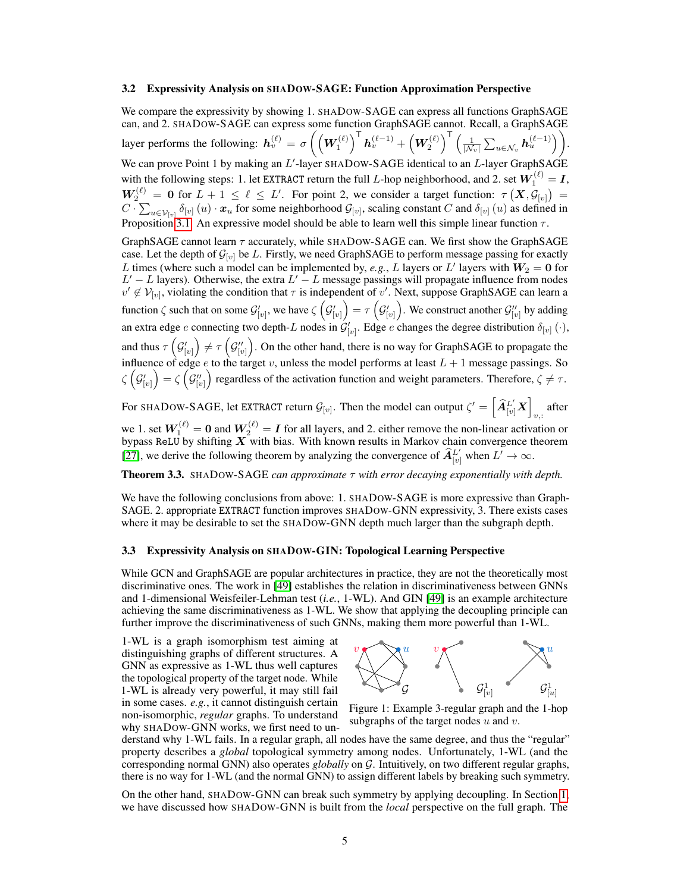### 3.2 Expressivity Analysis on SHADOW-SAGE: Function Approximation Perspective

We compare the expressivity by showing 1. SHADOW-SAGE can express all functions GraphSAGE can, and 2. SHADOW-SAGE can express some function GraphSAGE cannot. Recall, a GraphSAGE layer performs the following: $\boldsymbol{h}_v^{(\ell)} = \sigma\left(\left(\boldsymbol{W}_1^{(\ell)}\right)^{\mathsf{T}} \boldsymbol{h}_v^{(\ell-1)} + \left(\boldsymbol{W}_2^{(\ell)}\right)^{\mathsf{T}} \left(\frac{1}{|\mathcal{N}_v|}\sum_{u\in\mathcal{N}_v} \boldsymbol{h}_u^{(\ell-1)}\right)\right)$. We can prove Point 1 by making an $L'$-layer SHADOW-SAGE identical to an $L$-layer GraphSAGE with the following steps: 1. let `EXTRACT` return the full $L$-hop neighborhood, and 2. set $\boldsymbol{W}_1^{(\ell)} = \boldsymbol{I}$, $\boldsymbol{W}_2^{(\ell)} = \boldsymbol{0}$ for $L+1 \leq \ell \leq L'$. For point 2, we consider a target function: $\tau\left(\boldsymbol{X}, \mathcal{G}_{[v]}\right) = C \cdot \sum_{u\in\mathcal{V}_{[v]}} \delta_{[v]}\left(u\right) \cdot \boldsymbol{x}_u$ for some neighborhood $\mathcal{G}_{[v]}$, scaling constant $C$ and $\delta_{[v]}\left(u\right)$ as defined in Proposition 3.1. An expressive model should be able to learn well this simple linear function $\tau$.

GraphSAGE cannot learn $\tau$ accurately, while SHADOW-SAGE can. We first show the GraphSAGE case. Let the depth of $\mathcal{G}_{[v]}$ be $L$. Firstly, we need GraphSAGE to perform message passing for exactly $L$ times (where such a model can be implemented by, *e.g.*, $L$ layers or $L'$ layers with $\boldsymbol{W}_2 = \boldsymbol{0}$ for $L' - L$ layers). Otherwise, the extra $L' - L$ message passings will propagate influence from nodes $v' \notin \mathcal{V}_{[v]}$, violating the condition that $\tau$ is independent of $v'$. Next, suppose GraphSAGE can learn a function $\zeta$ such that on some $\mathcal{G}'_{[v]}$, we have $\zeta\left(\mathcal{G}'_{[v]}\right) = \tau\left(\mathcal{G}'_{[v]}\right)$. We construct another $\mathcal{G}''_{[v]}$ by adding an extra edge $e$ connecting two depth-$L$ nodes in $\mathcal{G}'_{[v]}$. Edge $e$ changes the degree distribution $\delta_{[v]}\left(\cdot\right)$, and thus $\tau\left(\mathcal{G}'_{[v]}\right) \neq \tau\left(\mathcal{G}''_{[v]}\right)$. On the other hand, there is no way for GraphSAGE to propagate the influence of edge $e$ to the target $v$, unless the model performs at least $L+1$ message passings. So $\zeta\left(\mathcal{G}'_{[v]}\right) = \zeta\left(\mathcal{G}''_{[v]}\right)$ regardless of the activation function and weight parameters. Therefore, $\zeta \neq \tau$.

For SHADOW-SAGE, let `EXTRACT` return $\mathcal{G}_{[v]}$. Then the model can output $\zeta' = \left[\widehat{\boldsymbol{A}}_{[v]}^{L'} \boldsymbol{X}\right]_{v,:}$ after we 1. set $\boldsymbol{W}_1^{(\ell)} = \boldsymbol{0}$ and $\boldsymbol{W}_2^{(\ell)} = \boldsymbol{I}$ for all layers, and 2. either remove the non-linear activation or bypass `ReLU` by shifting $\boldsymbol{X}$ with bias. With known results in Markov chain convergence theorem [27], we derive the following theorem by analyzing the convergence of $\widehat{\boldsymbol{A}}_{[v]}^{L'}$ when $L' \to \infty$.

**Theorem 3.3.** SHADOW-SAGE *can approximate* $\tau$ *with error decaying exponentially with depth.*

We have the following conclusions from above: 1. SHADOW-SAGE is more expressive than GraphSAGE. 2. appropriate `EXTRACT` function improves SHADOW-GNN expressivity, 3. There exists cases where it may be desirable to set the SHADOW-GNN depth much larger than the subgraph depth.

### 3.3 Expressivity Analysis on SHADOW-GIN: Topological Learning Perspective

While GCN and GraphSAGE are popular architectures in practice, they are not the theoretically most discriminative ones. The work in [49] establishes the relation in discriminativeness between GNNs and 1-dimensional Weisfeiler-Lehman test (*i.e.*, 1-WL). And GIN [49] is an example architecture achieving the same discriminativeness as 1-WL. We show that applying the decoupling principle can further improve the discriminativeness of such GNNs, making them more powerful than 1-WL.

1-WL is a graph isomorphism test aiming at distinguishing graphs of different structures. A GNN as expressive as 1-WL thus well captures the topological property of the target node. While 1-WL is already very powerful, it may still fail in some cases. *e.g.*, it cannot distinguish certain non-isomorphic, *regular* graphs. To understand why SHADOW-GNN works, we first need to understand why 1-WL fails. In a regular graph, all nodes have the same degree, and thus the "regular" property describes a *global* topological symmetry among nodes. Unfortunately, 1-WL (and the corresponding normal GNN) also operates *globally* on $\mathcal{G}$. Intuitively, on two different regular graphs, there is no way for 1-WL (and the normal GNN) to assign different labels by breaking such symmetry.

Figure 1: Example 3-regular graph and the 1-hop subgraphs of the target nodes $u$ and $v$.

On the other hand, SHADOW-GNN can break such symmetry by applying decoupling. In Section 1, we have discussed how SHADOW-GNN is built from the *local* perspective on the full graph. The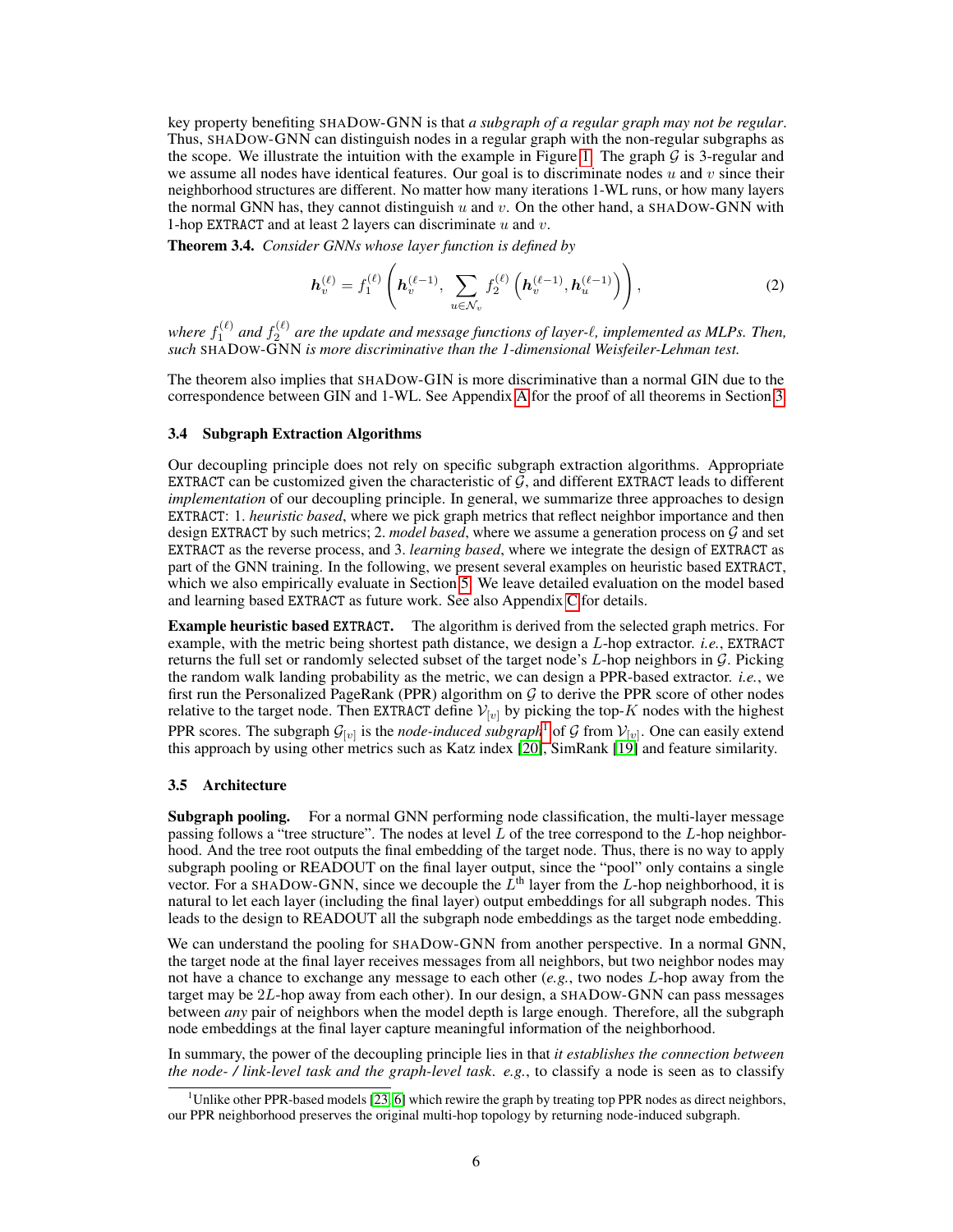key property benefiting SHADOW-GNN is that *a subgraph of a regular graph may not be regular*. Thus, SHADOW-GNN can distinguish nodes in a regular graph with the non-regular subgraphs as the scope. We illustrate the intuition with the example in Figure 1. The graph $\mathcal{G}$ is 3-regular and we assume all nodes have identical features. Our goal is to discriminate nodes $u$ and $v$ since their neighborhood structures are different. No matter how many iterations 1-WL runs, or how many layers the normal GNN has, they cannot distinguish $u$ and $v$. On the other hand, a SHADOW-GNN with 1-hop `EXTRACT` and at least 2 layers can discriminate $u$ and $v$.

**Theorem 3.4.** *Consider GNNs whose layer function is defined by*

$$\boldsymbol{h}_v^{(\ell)} = f_1^{(\ell)}\left(\boldsymbol{h}_v^{(\ell-1)}, \sum_{u\in\mathcal{N}_v} f_2^{(\ell)}\left(\boldsymbol{h}_v^{(\ell-1)}, \boldsymbol{h}_u^{(\ell-1)}\right)\right), \tag{2}$$

*where $f_1^{(\ell)}$ and $f_2^{(\ell)}$ are the update and message functions of layer-$\ell$, implemented as MLPs. Then, such* SHADOW-GNN *is more discriminative than the 1-dimensional Weisfeiler-Lehman test.*

The theorem also implies that SHADOW-GIN is more discriminative than a normal GIN due to the correspondence between GIN and 1-WL. See Appendix A for the proof of all theorems in Section 3.

### 3.4 Subgraph Extraction Algorithms

Our decoupling principle does not rely on specific subgraph extraction algorithms. Appropriate `EXTRACT` can be customized given the characteristic of $\mathcal{G}$, and different `EXTRACT` leads to different *implementation* of our decoupling principle. In general, we summarize three approaches to design `EXTRACT`: 1. *heuristic based*, where we pick graph metrics that reflect neighbor importance and then design `EXTRACT` by such metrics; 2. *model based*, where we assume a generation process on $\mathcal{G}$ and set `EXTRACT` as the reverse process, and 3. *learning based*, where we integrate the design of `EXTRACT` as part of the GNN training. In the following, we present several examples on heuristic based `EXTRACT`, which we also empirically evaluate in Section 5. We leave detailed evaluation on the model based and learning based `EXTRACT` as future work. See also Appendix C for details.

**Example heuristic based `EXTRACT`.** The algorithm is derived from the selected graph metrics. For example, with the metric being shortest path distance, we design a $L$-hop extractor. *i.e.*, `EXTRACT` returns the full set or randomly selected subset of the target node's $L$-hop neighbors in $\mathcal{G}$. Picking the random walk landing probability as the metric, we can design a PPR-based extractor. *i.e.*, we first run the Personalized PageRank (PPR) algorithm on $\mathcal{G}$ to derive the PPR score of other nodes relative to the target node. Then `EXTRACT` define $\mathcal{V}_{[v]}$ by picking the top-$K$ nodes with the highest PPR scores. The subgraph $\mathcal{G}_{[v]}$ is the *node-induced subgraph*[1] of $\mathcal{G}$ from $\mathcal{V}_{[v]}$. One can easily extend this approach by using other metrics such as Katz index [20], SimRank [19] and feature similarity.

### 3.5 Architecture

**Subgraph pooling.** For a normal GNN performing node classification, the multi-layer message passing follows a "tree structure". The nodes at level $L$ of the tree correspond to the $L$-hop neighborhood. And the tree root outputs the final embedding of the target node. Thus, there is no way to apply subgraph pooling or READOUT on the final layer output, since the "pool" only contains a single vector. For a SHADOW-GNN, since we decouple the $L^{\text{th}}$ layer from the $L$-hop neighborhood, it is natural to let each layer (including the final layer) output embeddings for all subgraph nodes. This leads to the design to READOUT all the subgraph node embeddings as the target node embedding.

We can understand the pooling for SHADOW-GNN from another perspective. In a normal GNN, the target node at the final layer receives messages from all neighbors, but two neighbor nodes may not have a chance to exchange any message to each other (*e.g.*, two nodes $L$-hop away from the target may be $2L$-hop away from each other). In our design, a SHADOW-GNN can pass messages between *any* pair of neighbors when the model depth is large enough. Therefore, all the subgraph node embeddings at the final layer capture meaningful information of the neighborhood.

In summary, the power of the decoupling principle lies in that *it establishes the connection between the node- / link-level task and the graph-level task*. *e.g.*, to classify a node is seen as to classify

[1] Unlike other PPR-based models [23, 6] which rewire the graph by treating top PPR nodes as direct neighbors, our PPR neighborhood preserves the original multi-hop topology by returning node-induced subgraph.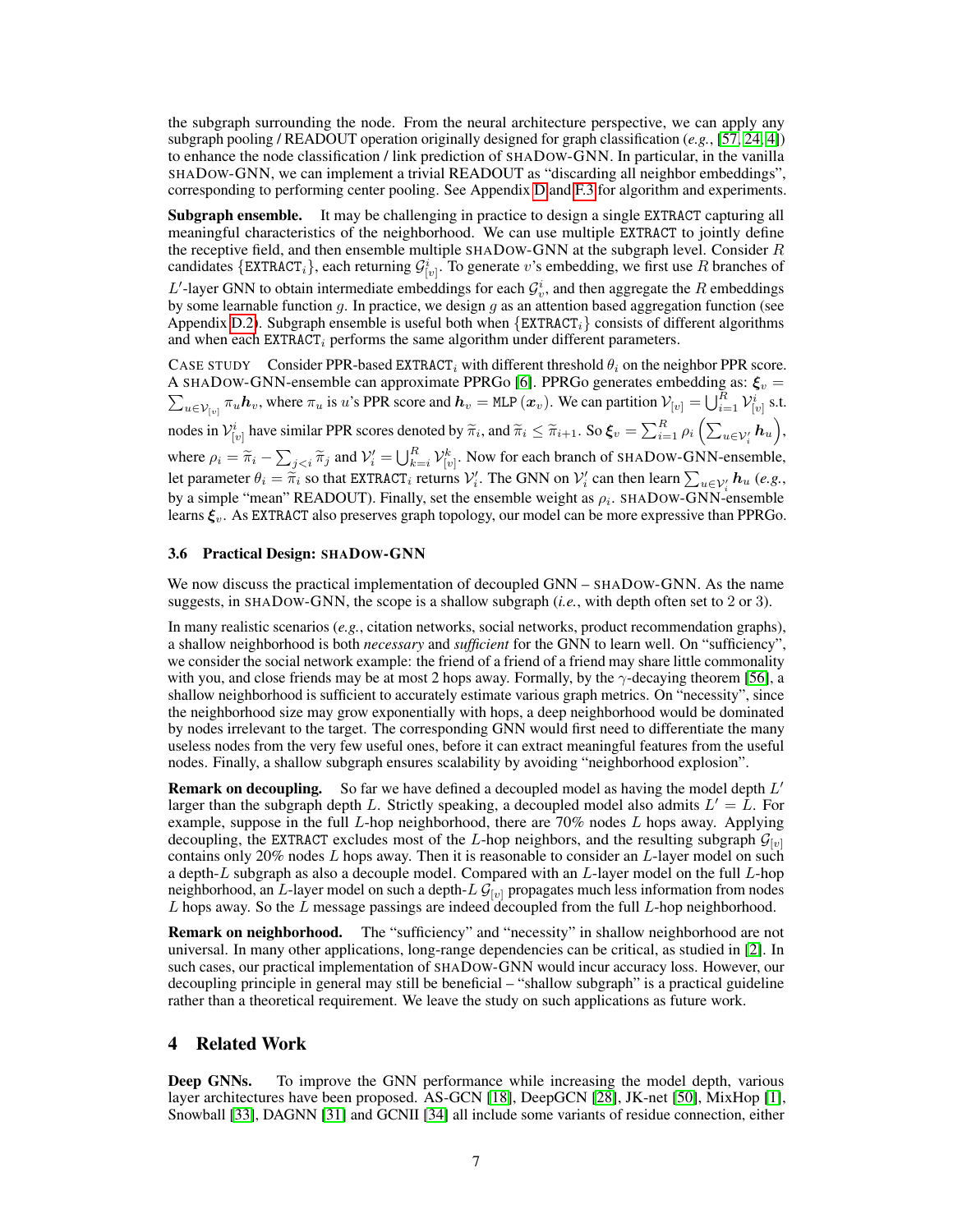the subgraph surrounding the node. From the neural architecture perspective, we can apply any subgraph pooling / READOUT operation originally designed for graph classification (*e.g.*, [57, 24, 4]) to enhance the node classification / link prediction of SHADOW-GNN. In particular, in the vanilla SHADOW-GNN, we can implement a trivial READOUT as "discarding all neighbor embeddings", corresponding to performing center pooling. See Appendix D and F.3 for algorithm and experiments.

**Subgraph ensemble.** It may be challenging in practice to design a single `EXTRACT` capturing all meaningful characteristics of the neighborhood. We can use multiple `EXTRACT` to jointly define the receptive field, and then ensemble multiple SHADOW-GNN at the subgraph level. Consider $R$ candidates $\{\texttt{EXTRACT}_i\}$, each returning $\mathcal{G}^i_{[v]}$. To generate $v$'s embedding, we first use $R$ branches of $L'$-layer GNN to obtain intermediate embeddings for each $\mathcal{G}^i_v$, and then aggregate the $R$ embeddings by some learnable function $g$. In practice, we design $g$ as an attention based aggregation function (see Appendix D.2). Subgraph ensemble is useful both when $\{\texttt{EXTRACT}_i\}$ consists of different algorithms and when each $\texttt{EXTRACT}_i$ performs the same algorithm under different parameters.

CASE STUDY Consider PPR-based $\texttt{EXTRACT}_i$ with different threshold $\theta_i$ on the neighbor PPR score. A SHADOW-GNN-ensemble can approximate PPRGo [6]. PPRGo generates embedding as: $\boldsymbol{\xi}_v = \sum_{u \in \mathcal{V}_{[v]}} \pi_u \boldsymbol{h}_v$, where $\pi_u$ is $u$'s PPR score and $\boldsymbol{h}_v = \texttt{MLP}(\boldsymbol{x}_v)$. We can partition $\mathcal{V}_{[v]} = \bigcup_{i=1}^{R} \mathcal{V}^i_{[v]}$ s.t. nodes in $\mathcal{V}^i_{[v]}$ have similar PPR scores denoted by $\widetilde{\pi}_i$, and $\widetilde{\pi}_i \leq \widetilde{\pi}_{i+1}$. So $\boldsymbol{\xi}_v = \sum_{i=1}^{R} \rho_i \left( \sum_{u \in \mathcal{V}'_i} \boldsymbol{h}_u \right)$, where $\rho_i = \widetilde{\pi}_i - \sum_{j<i} \widetilde{\pi}_j$ and $\mathcal{V}'_i = \bigcup_{k=i}^{R} \mathcal{V}^k_{[v]}$. Now for each branch of SHADOW-GNN-ensemble, let parameter $\theta_i = \widetilde{\pi}_i$ so that $\texttt{EXTRACT}_i$ returns $\mathcal{V}'_i$. The GNN on $\mathcal{V}'_i$ can then learn $\sum_{u \in \mathcal{V}'_i} \boldsymbol{h}_u$ (*e.g.*, by a simple "mean" READOUT). Finally, set the ensemble weight as $\rho_i$. SHADOW-GNN-ensemble learns $\boldsymbol{\xi}_v$. As `EXTRACT` also preserves graph topology, our model can be more expressive than PPRGo.

### 3.6 Practical Design: SHADOW-GNN

We now discuss the practical implementation of decoupled GNN – SHADOW-GNN. As the name suggests, in SHADOW-GNN, the scope is a shallow subgraph (*i.e.*, with depth often set to 2 or 3).

In many realistic scenarios (*e.g.*, citation networks, social networks, product recommendation graphs), a shallow neighborhood is both *necessary* and *sufficient* for the GNN to learn well. On "sufficiency", we consider the social network example: the friend of a friend of a friend may share little commonality with you, and close friends may be at most 2 hops away. Formally, by the $\gamma$-decaying theorem [56], a shallow neighborhood is sufficient to accurately estimate various graph metrics. On "necessity", since the neighborhood size may grow exponentially with hops, a deep neighborhood would be dominated by nodes irrelevant to the target. The corresponding GNN would first need to differentiate the many useless nodes from the very few useful ones, before it can extract meaningful features from the useful nodes. Finally, a shallow subgraph ensures scalability by avoiding "neighborhood explosion".

**Remark on decoupling.** So far we have defined a decoupled model as having the model depth $L'$ larger than the subgraph depth $L$. Strictly speaking, a decoupled model also admits $L' = L$. For example, suppose in the full $L$-hop neighborhood, there are 70% nodes $L$ hops away. Applying decoupling, the `EXTRACT` excludes most of the $L$-hop neighbors, and the resulting subgraph $\mathcal{G}_{[v]}$ contains only 20% nodes $L$ hops away. Then it is reasonable to consider an $L$-layer model on such a depth-$L$ subgraph as also a decouple model. Compared with an $L$-layer model on the full $L$-hop neighborhood, an $L$-layer model on such a depth-$L$ $\mathcal{G}_{[v]}$ propagates much less information from nodes $L$ hops away. So the $L$ message passings are indeed decoupled from the full $L$-hop neighborhood.

**Remark on neighborhood.** The "sufficiency" and "necessity" in shallow neighborhood are not universal. In many other applications, long-range dependencies can be critical, as studied in [2]. In such cases, our practical implementation of SHADOW-GNN would incur accuracy loss. However, our decoupling principle in general may still be beneficial – "shallow subgraph" is a practical guideline rather than a theoretical requirement. We leave the study on such applications as future work.

## 4 Related Work

**Deep GNNs.** To improve the GNN performance while increasing the model depth, various layer architectures have been proposed. AS-GCN [18], DeepGCN [28], JK-net [50], MixHop [1], Snowball [33], DAGNN [31] and GCNII [34] all include some variants of residue connection, either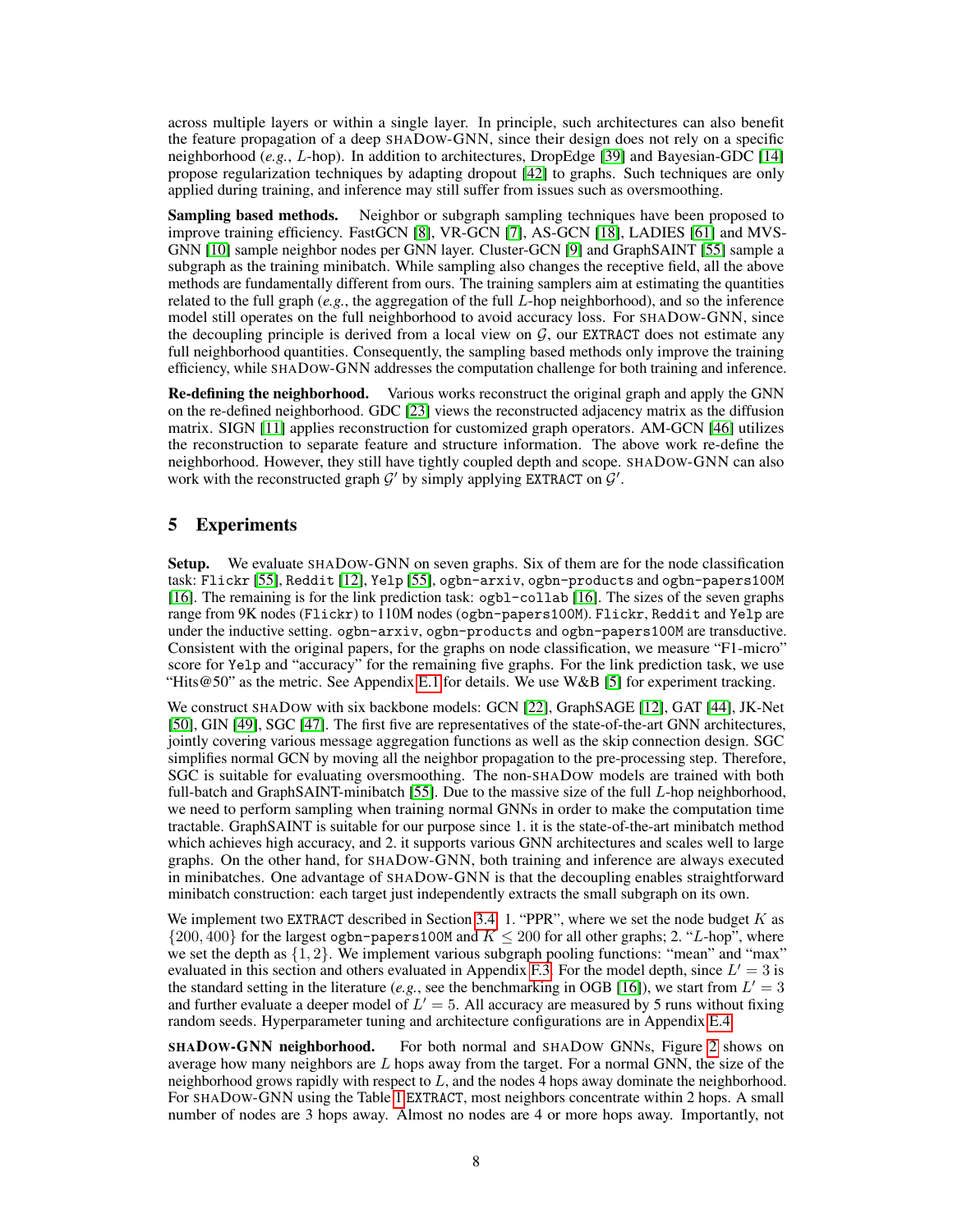across multiple layers or within a single layer. In principle, such architectures can also benefit the feature propagation of a deep SHADOW-GNN, since their design does not rely on a specific neighborhood (*e.g.*, $L$-hop). In addition to architectures, DropEdge [39] and Bayesian-GDC [14] propose regularization techniques by adapting dropout [42] to graphs. Such techniques are only applied during training, and inference may still suffer from issues such as oversmoothing.

**Sampling based methods.** Neighbor or subgraph sampling techniques have been proposed to improve training efficiency. FastGCN [8], VR-GCN [7], AS-GCN [18], LADIES [61] and MVS-GNN [10] sample neighbor nodes per GNN layer. Cluster-GCN [9] and GraphSAINT [55] sample a subgraph as the training minibatch. While sampling also changes the receptive field, all the above methods are fundamentally different from ours. The training samplers aim at estimating the quantities related to the full graph (*e.g.*, the aggregation of the full $L$-hop neighborhood), and so the inference model still operates on the full neighborhood to avoid accuracy loss. For SHADOW-GNN, since the decoupling principle is derived from a local view on $\mathcal{G}$, our `EXTRACT` does not estimate any full neighborhood quantities. Consequently, the sampling based methods only improve the training efficiency, while SHADOW-GNN addresses the computation challenge for both training and inference.

**Re-defining the neighborhood.** Various works reconstruct the original graph and apply the GNN on the re-defined neighborhood. GDC [23] views the reconstructed adjacency matrix as the diffusion matrix. SIGN [11] applies reconstruction for customized graph operators. AM-GCN [46] utilizes the reconstruction to separate feature and structure information. The above work re-define the neighborhood. However, they still have tightly coupled depth and scope. SHADOW-GNN can also work with the reconstructed graph $\mathcal{G}'$ by simply applying `EXTRACT` on $\mathcal{G}'$.

## 5 Experiments

**Setup.** We evaluate SHADOW-GNN on seven graphs. Six of them are for the node classification task: `Flickr` [55], `Reddit` [12], `Yelp` [55], `ogbn-arxiv`, `ogbn-products` and `ogbn-papers100M` [16]. The remaining is for the link prediction task: `ogbl-collab` [16]. The sizes of the seven graphs range from 9K nodes (`Flickr`) to 110M nodes (`ogbn-papers100M`). `Flickr`, `Reddit` and `Yelp` are under the inductive setting. `ogbn-arxiv`, `ogbn-products` and `ogbn-papers100M` are transductive. Consistent with the original papers, for the graphs on node classification, we measure "F1-micro" score for `Yelp` and "accuracy" for the remaining five graphs. For the link prediction task, we use "Hits@50" as the metric. See Appendix E.1 for details. We use W&B [5] for experiment tracking.

We construct SHADOW with six backbone models: GCN [22], GraphSAGE [12], GAT [44], JK-Net [50], GIN [49], SGC [47]. The first five are representatives of the state-of-the-art GNN architectures, jointly covering various message aggregation functions as well as the skip connection design. SGC simplifies normal GCN by moving all the neighbor propagation to the pre-processing step. Therefore, SGC is suitable for evaluating oversmoothing. The non-SHADOW models are trained with both full-batch and GraphSAINT-minibatch [55]. Due to the massive size of the full $L$-hop neighborhood, we need to perform sampling when training normal GNNs in order to make the computation time tractable. GraphSAINT is suitable for our purpose since 1. it is the state-of-the-art minibatch method which achieves high accuracy, and 2. it supports various GNN architectures and scales well to large graphs. On the other hand, for SHADOW-GNN, both training and inference are always executed in minibatches. One advantage of SHADOW-GNN is that the decoupling enables straightforward minibatch construction: each target just independently extracts the small subgraph on its own.

We implement two `EXTRACT` described in Section 3.4: 1. "PPR", where we set the node budget $K$ as $\{200, 400\}$ for the largest `ogbn-papers100M` and $K \leq 200$ for all other graphs; 2. "$L$-hop", where we set the depth as $\{1, 2\}$. We implement various subgraph pooling functions: "mean" and "max" evaluated in this section and others evaluated in Appendix F.3. For the model depth, since $L' = 3$ is the standard setting in the literature (*e.g.*, see the benchmarking in OGB [16]), we start from $L' = 3$ and further evaluate a deeper model of $L' = 5$. All accuracy are measured by 5 runs without fixing random seeds. Hyperparameter tuning and architecture configurations are in Appendix E.4.

**SHADOW-GNN neighborhood.** For both normal and SHADOW GNNs, Figure 2 shows on average how many neighbors are $L$ hops away from the target. For a normal GNN, the size of the neighborhood grows rapidly with respect to $L$, and the nodes 4 hops away dominate the neighborhood. For SHADOW-GNN using the Table 1 `EXTRACT`, most neighbors concentrate within 2 hops. A small number of nodes are 3 hops away. Almost no nodes are 4 or more hops away. Importantly, not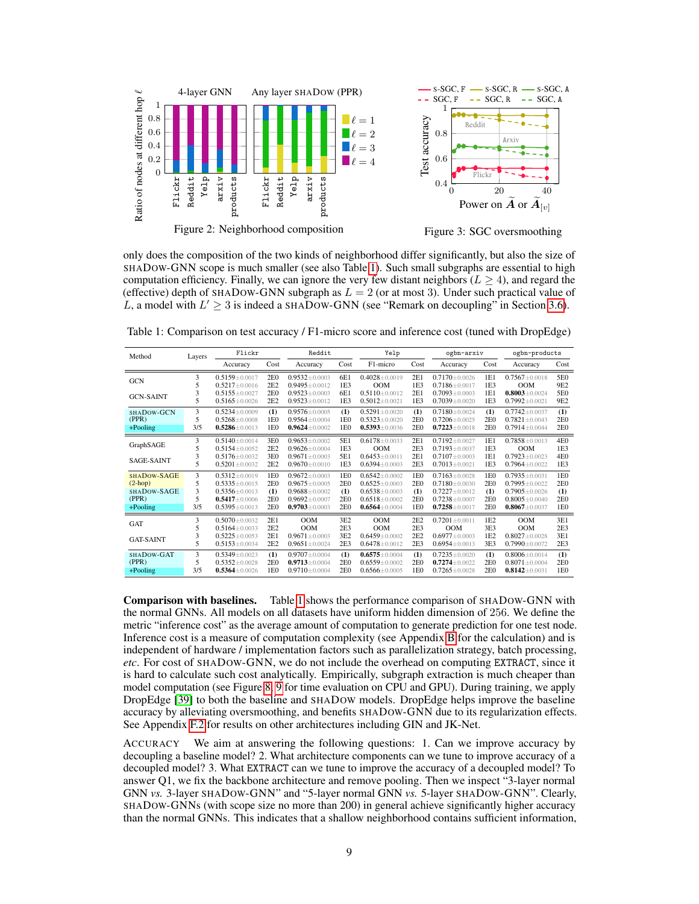Figure 2: Neighborhood composition

Figure 3: SGC oversmoothing

only does the composition of the two kinds of neighborhood differ significantly, but also the size of SHADOW-GNN scope is much smaller (see also Table 1). Such small subgraphs are essential to high computation efficiency. Finally, we can ignore the very few distant neighbors ($L \geq 4$), and regard the (effective) depth of SHADOW-GNN subgraph as $L = 2$ (or at most 3). Under such practical value of $L$, a model with $L' \geq 3$ is indeed a SHADOW-GNN (see "Remark on decoupling" in Section 3.6).

Table 1: Comparison on test accuracy / F1-micro score and inference cost (tuned with DropEdge)

| Method | Layers | Flickr Accuracy | Flickr Cost | Reddit Accuracy | Reddit Cost | Yelp F1-micro | Yelp Cost | ogbn-arxiv Accuracy | ogbn-arxiv Cost | ogbn-products Accuracy | ogbn-products Cost |
|---|---|---|---|---|---|---|---|---|---|---|---|
| GCN | 3 | 0.5159±0.0017 | 2E0 | 0.9532±0.0003 | 6E1 | 0.4028±0.0019 | 2E1 | 0.7170±0.0026 | 1E1 | 0.7567±0.0018 | 5E0 |
| | 5 | 0.5217±0.0016 | 2E2 | 0.9495±0.0012 | 1E3 | OOM | 1E3 | 0.7186±0.0017 | 1E3 | OOM | 9E2 |
| GCN-SAINT | 3 | 0.5155±0.0027 | 2E0 | 0.9523±0.0003 | 6E1 | 0.5110±0.0012 | 2E1 | 0.7093±0.0003 | 1E1 | **0.8003**±0.0024 | 5E0 |
| | 5 | 0.5165±0.0026 | 2E2 | 0.9523±0.0012 | 1E3 | 0.5012±0.0021 | 1E3 | 0.7039±0.0020 | 1E3 | 0.7992±0.0021 | 9E2 |
| SHADOW-GCN (PPR) | 3 | 0.5234±0.0009 | (1) | 0.9576±0.0005 | (1) | 0.5291±0.0020 | (1) | 0.7180±0.0024 | (1) | 0.7742±0.0037 | (1) |
| | 5 | 0.5268±0.0008 | 1E0 | 0.9564±0.0004 | 1E0 | 0.5323±0.0020 | 2E0 | 0.7206±0.0025 | 2E0 | 0.7821±0.0043 | 2E0 |
| +Pooling | 3/5 | **0.5286**±0.0013 | 1E0 | **0.9624**±0.0002 | 1E0 | **0.5393**±0.0036 | 2E0 | **0.7223**±0.0018 | 2E0 | 0.7914±0.0044 | 2E0 |
| GraphSAGE | 3 | 0.5140±0.0014 | 3E0 | 0.9653±0.0002 | 5E1 | 0.6178±0.0033 | 2E1 | 0.7192±0.0027 | 1E1 | 0.7858±0.0013 | 4E0 |
| | 5 | 0.5154±0.0052 | 2E2 | 0.9626±0.0004 | 1E3 | OOM | 2E3 | 0.7193±0.0037 | 1E3 | OOM | 1E3 |
| SAGE-SAINT | 3 | 0.5176±0.0032 | 3E0 | 0.9671±0.0003 | 5E1 | 0.6453±0.0011 | 2E1 | 0.7107±0.0003 | 1E1 | 0.7923±0.0023 | 4E0 |
| | 5 | 0.5201±0.0032 | 2E2 | 0.9670±0.0010 | 1E3 | 0.6394±0.0003 | 2E3 | 0.7013±0.0021 | 1E3 | 0.7964±0.0022 | 1E3 |
| SHADOW-SAGE (2-hop) | 3 | 0.5312±0.0019 | 1E0 | 0.9672±0.0003 | 1E0 | 0.6542±0.0002 | 1E0 | 0.7163±0.0028 | 1E0 | 0.7935±0.0031 | 1E0 |
| | 5 | 0.5335±0.0015 | 2E0 | 0.9675±0.0005 | 2E0 | 0.6525±0.0003 | 2E0 | 0.7180±0.0030 | 2E0 | 0.7995±0.0022 | 2E0 |
| SHADOW-SAGE (PPR) | 3 | 0.5356±0.0013 | (1) | 0.9688±0.0002 | (1) | 0.6538±0.0003 | (1) | 0.7227±0.0012 | (1) | 0.7905±0.0026 | (1) |
| | 5 | **0.5417**±0.0006 | 2E0 | 0.9692±0.0007 | 2E0 | 0.6518±0.0002 | 2E0 | 0.7238±0.0007 | 2E0 | 0.8005±0.0040 | 2E0 |
| +Pooling | 3/5 | 0.5395±0.0013 | 2E0 | **0.9703**±0.0003 | 2E0 | **0.6564**±0.0004 | 1E0 | **0.7258**±0.0017 | 2E0 | **0.8067**±0.0037 | 1E0 |
| GAT | 3 | 0.5070±0.0032 | 2E1 | OOM | 3E2 | OOM | 2E2 | 0.7201±0.0011 | 1E2 | OOM | 3E1 |
| | 5 | 0.5164±0.0033 | 2E2 | OOM | 2E3 | OOM | 2E3 | OOM | 3E3 | OOM | 2E3 |
| GAT-SAINT | 3 | 0.5225±0.0053 | 2E1 | 0.9671±0.0003 | 3E2 | 0.6459±0.0002 | 2E2 | 0.6977±0.0003 | 1E2 | 0.8027±0.0028 | 3E1 |
| | 5 | 0.5153±0.0034 | 2E2 | 0.9651±0.0024 | 2E3 | 0.6478±0.0012 | 2E3 | 0.6954±0.0013 | 3E3 | 0.7990±0.0072 | 2E3 |
| SHADOW-GAT (PPR) | 3 | 0.5349±0.0023 | (1) | 0.9707±0.0004 | (1) | **0.6575**±0.0004 | (1) | 0.7235±0.0020 | (1) | 0.8006±0.0014 | (1) |
| | 5 | 0.5352±0.0028 | 2E0 | **0.9713**±0.0004 | 2E0 | 0.6559±0.0002 | 2E0 | **0.7274**±0.0022 | 2E0 | 0.8071±0.0004 | 2E0 |
| +Pooling | 3/5 | **0.5364**±0.0026 | 1E0 | 0.9710±0.0004 | 2E0 | 0.6566±0.0005 | 1E0 | 0.7265±0.0028 | 2E0 | **0.8142**±0.0031 | 1E0 |

**Comparison with baselines.** Table 1 shows the performance comparison of SHADOW-GNN with the normal GNNs. All models on all datasets have uniform hidden dimension of 256. We define the metric "inference cost" as the average amount of computation to generate prediction for one test node. Inference cost is a measure of computation complexity (see Appendix B for the calculation) and is independent of hardware / implementation factors such as parallelization strategy, batch processing, *etc*. For cost of SHADOW-GNN, we do not include the overhead on computing EXTRACT, since it is hard to calculate such cost analytically. Empirically, subgraph extraction is much cheaper than model computation (see Figure 8, 9 for time evaluation on CPU and GPU). During training, we apply DropEdge [39] to both the baseline and SHADOW models. DropEdge helps improve the baseline accuracy by alleviating oversmoothing, and benefits SHADOW-GNN due to its regularization effects. See Appendix F.2 for results on other architectures including GIN and JK-Net.

ACCURACY We aim at answering the following questions: 1. Can we improve accuracy by decoupling a baseline model? 2. What architecture components can we tune to improve accuracy of a decoupled model? 3. What EXTRACT can we tune to improve the accuracy of a decoupled model? To answer Q1, we fix the backbone architecture and remove pooling. Then we inspect "3-layer normal GNN *vs.* 3-layer SHADOW-GNN" and "5-layer normal GNN *vs.* 5-layer SHADOW-GNN". Clearly, SHADOW-GNNs (with scope size no more than 200) in general achieve significantly higher accuracy than the normal GNNs. This indicates that a shallow neighborhood contains sufficient information,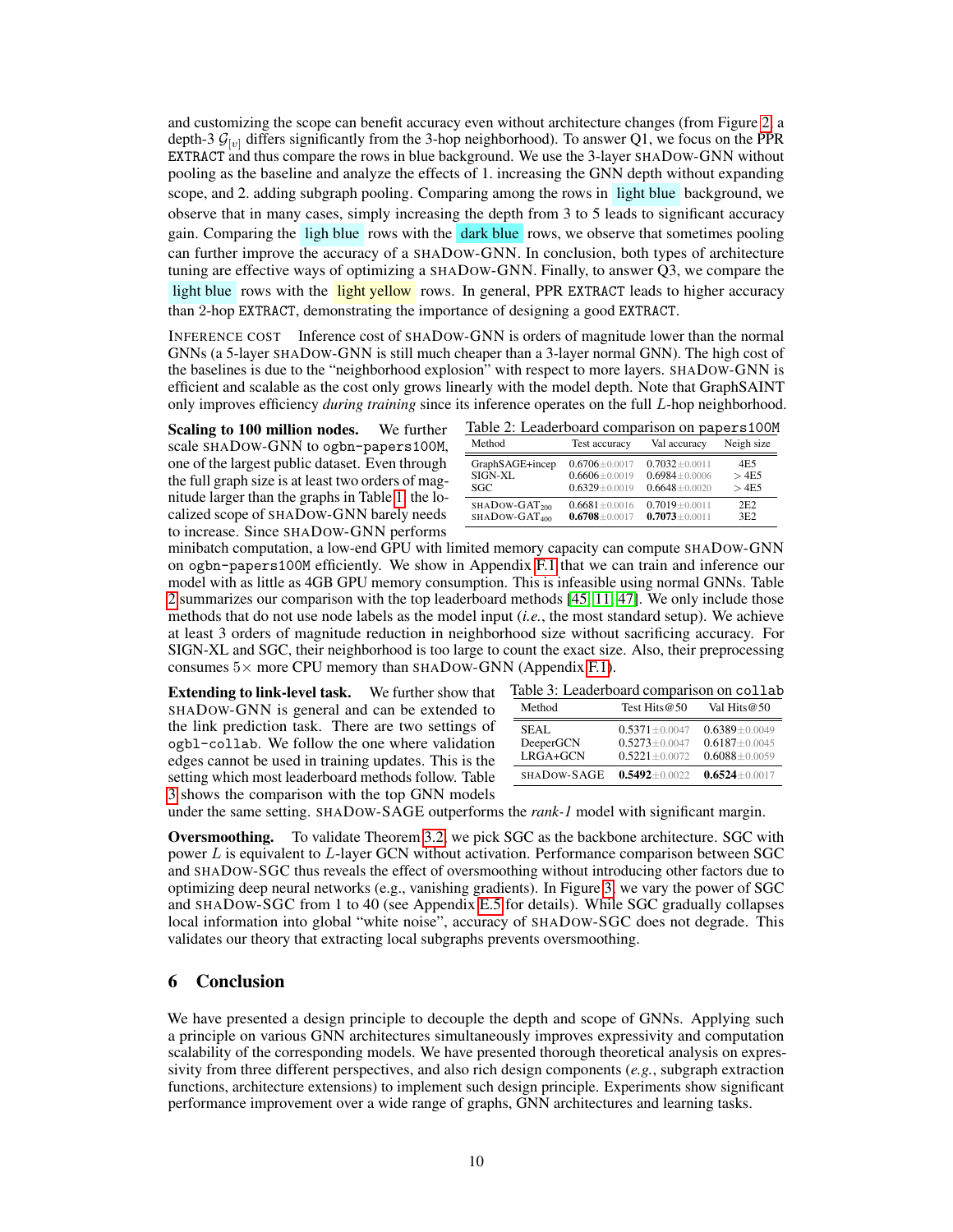and customizing the scope can benefit accuracy even without architecture changes (from Figure 2, a depth-3 $\mathcal{G}_{[v]}$ differs significantly from the 3-hop neighborhood). To answer Q1, we focus on the PPR EXTRACT and thus compare the rows in blue background. We use the 3-layer SHADOW-GNN without pooling as the baseline and analyze the effects of 1. increasing the GNN depth without expanding scope, and 2. adding subgraph pooling. Comparing among the rows in light blue background, we observe that in many cases, simply increasing the depth from 3 to 5 leads to significant accuracy gain. Comparing the ligh blue rows with the dark blue rows, we observe that sometimes pooling can further improve the accuracy of a SHADOW-GNN. In conclusion, both types of architecture tuning are effective ways of optimizing a SHADOW-GNN. Finally, to answer Q3, we compare the light blue rows with the light yellow rows. In general, PPR EXTRACT leads to higher accuracy than 2-hop EXTRACT, demonstrating the importance of designing a good EXTRACT.

INFERENCE COST Inference cost of SHADOW-GNN is orders of magnitude lower than the normal GNNs (a 5-layer SHADOW-GNN is still much cheaper than a 3-layer normal GNN). The high cost of the baselines is due to the "neighborhood explosion" with respect to more layers. SHADOW-GNN is efficient and scalable as the cost only grows linearly with the model depth. Note that GraphSAINT only improves efficiency *during training* since its inference operates on the full $L$-hop neighborhood.

**Scaling to 100 million nodes.** We further scale SHADOW-GNN to ogbn-papers100M, one of the largest public dataset. Even through the full graph size is at least two orders of magnitude larger than the graphs in Table 1, the localized scope of SHADOW-GNN barely needs to increase. Since SHADOW-GNN performs minibatch computation, a low-end GPU with limited memory capacity can compute SHADOW-GNN on ogbn-papers100M efficiently. We show in Appendix F.1 that we can train and inference our model with as little as 4GB GPU memory consumption. This is infeasible using normal GNNs. Table 2 summarizes our comparison with the top leaderboard methods [45, 11, 47]. We only include those methods that do not use node labels as the model input (*i.e.*, the most standard setup). We achieve at least 3 orders of magnitude reduction in neighborhood size without sacrificing accuracy. For SIGN-XL and SGC, their neighborhood is too large to count the exact size. Also, their preprocessing consumes $5\times$ more CPU memory than SHADOW-GNN (Appendix F.1).

Table 2: Leaderboard comparison on papers100M

| Method | Test accuracy | Val accuracy | Neigh size |
|---|---|---|---|
| GraphSAGE+incep | 0.6706±0.0017 | 0.7032±0.0011 | 4E5 |
| SIGN-XL | 0.6606±0.0019 | 0.6984±0.0006 | > 4E5 |
| SGC | 0.6329±0.0019 | 0.6648±0.0020 | > 4E5 |
| SHADOW-GAT$_{200}$ | 0.6681±0.0016 | 0.7019±0.0011 | 2E2 |
| SHADOW-GAT$_{400}$ | **0.6708**±0.0017 | **0.7073**±0.0011 | 3E2 |

**Extending to link-level task.** We further show that SHADOW-GNN is general and can be extended to the link prediction task. There are two settings of ogbl-collab. We follow the one where validation edges cannot be used in training updates. This is the setting which most leaderboard methods follow. Table 3 shows the comparison with the top GNN models under the same setting. SHADOW-SAGE outperforms the *rank-1* model with significant margin.

Table 3: Leaderboard comparison on collab

| Method | Test Hits@50 | Val Hits@50 |
|---|---|---|
| SEAL | 0.5371±0.0047 | 0.6389±0.0049 |
| DeeperGCN | 0.5273±0.0047 | 0.6187±0.0045 |
| LRGA+GCN | 0.5221±0.0072 | 0.6088±0.0059 |
| SHADOW-SAGE | **0.5492**±0.0022 | **0.6524**±0.0017 |

**Oversmoothing.** To validate Theorem 3.2, we pick SGC as the backbone architecture. SGC with power $L$ is equivalent to $L$-layer GCN without activation. Performance comparison between SGC and SHADOW-SGC thus reveals the effect of oversmoothing without introducing other factors due to optimizing deep neural networks (e.g., vanishing gradients). In Figure 3, we vary the power of SGC and SHADOW-SGC from 1 to 40 (see Appendix E.5 for details). While SGC gradually collapses local information into global "white noise", accuracy of SHADOW-SGC does not degrade. This validates our theory that extracting local subgraphs prevents oversmoothing.

## 6 Conclusion

We have presented a design principle to decouple the depth and scope of GNNs. Applying such a principle on various GNN architectures simultaneously improves expressivity and computation scalability of the corresponding models. We have presented thorough theoretical analysis on expressivity from three different perspectives, and also rich design components (*e.g.*, subgraph extraction functions, architecture extensions) to implement such design principle. Experiments show significant performance improvement over a wide range of graphs, GNN architectures and learning tasks.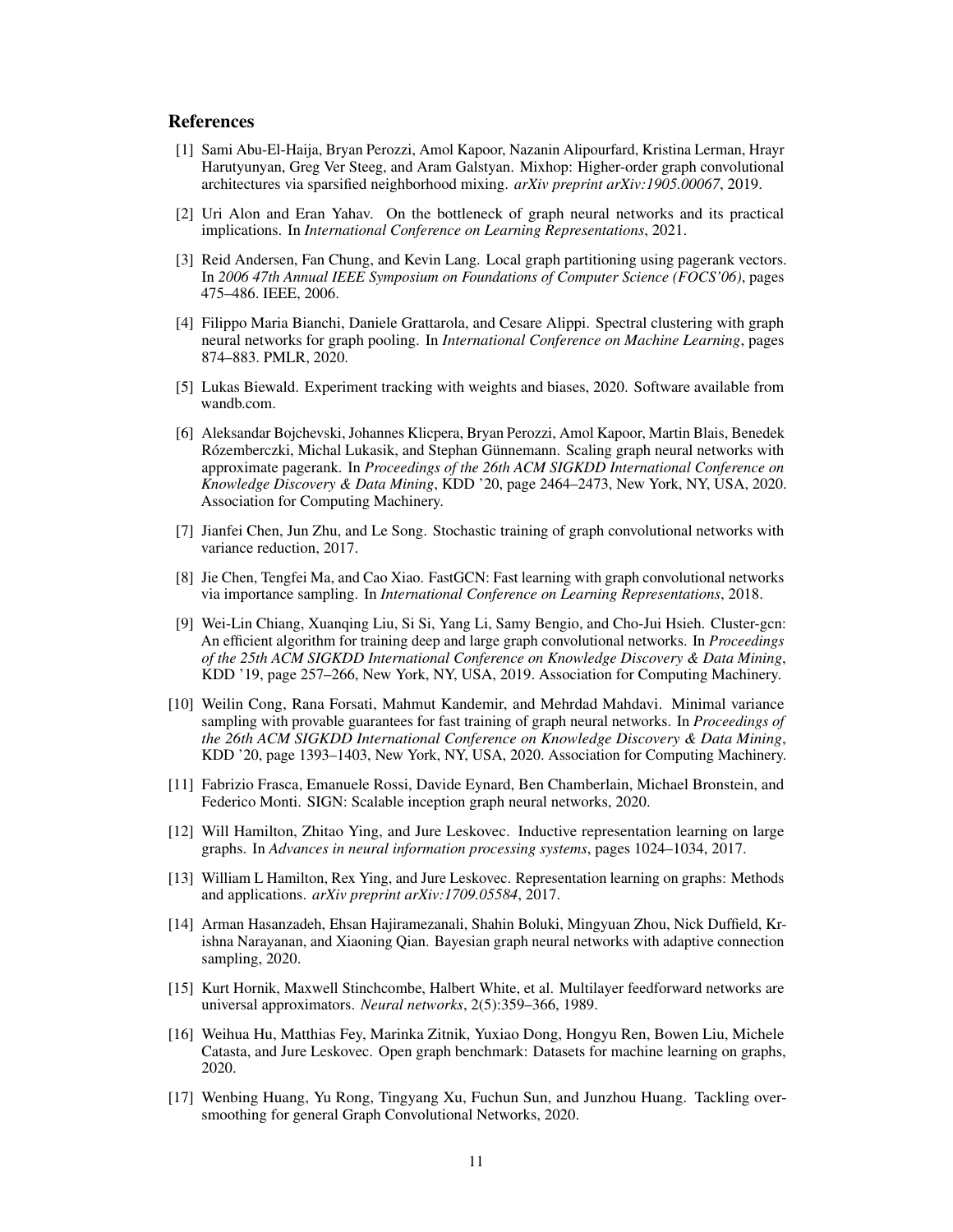## References

[1] Sami Abu-El-Haija, Bryan Perozzi, Amol Kapoor, Nazanin Alipourfard, Kristina Lerman, Hrayr Harutyunyan, Greg Ver Steeg, and Aram Galstyan. Mixhop: Higher-order graph convolutional architectures via sparsified neighborhood mixing. *arXiv preprint arXiv:1905.00067*, 2019.

[2] Uri Alon and Eran Yahav. On the bottleneck of graph neural networks and its practical implications. In *International Conference on Learning Representations*, 2021.

[3] Reid Andersen, Fan Chung, and Kevin Lang. Local graph partitioning using pagerank vectors. In *2006 47th Annual IEEE Symposium on Foundations of Computer Science (FOCS'06)*, pages 475–486. IEEE, 2006.

[4] Filippo Maria Bianchi, Daniele Grattarola, and Cesare Alippi. Spectral clustering with graph neural networks for graph pooling. In *International Conference on Machine Learning*, pages 874–883. PMLR, 2020.

[5] Lukas Biewald. Experiment tracking with weights and biases, 2020. Software available from wandb.com.

[6] Aleksandar Bojchevski, Johannes Klicpera, Bryan Perozzi, Amol Kapoor, Martin Blais, Benedek Rózemberczki, Michal Lukasik, and Stephan Günnemann. Scaling graph neural networks with approximate pagerank. In *Proceedings of the 26th ACM SIGKDD International Conference on Knowledge Discovery & Data Mining*, KDD '20, page 2464–2473, New York, NY, USA, 2020. Association for Computing Machinery.

[7] Jianfei Chen, Jun Zhu, and Le Song. Stochastic training of graph convolutional networks with variance reduction, 2017.

[8] Jie Chen, Tengfei Ma, and Cao Xiao. FastGCN: Fast learning with graph convolutional networks via importance sampling. In *International Conference on Learning Representations*, 2018.

[9] Wei-Lin Chiang, Xuanqing Liu, Si Si, Yang Li, Samy Bengio, and Cho-Jui Hsieh. Cluster-gcn: An efficient algorithm for training deep and large graph convolutional networks. In *Proceedings of the 25th ACM SIGKDD International Conference on Knowledge Discovery & Data Mining*, KDD '19, page 257–266, New York, NY, USA, 2019. Association for Computing Machinery.

[10] Weilin Cong, Rana Forsati, Mahmut Kandemir, and Mehrdad Mahdavi. Minimal variance sampling with provable guarantees for fast training of graph neural networks. In *Proceedings of the 26th ACM SIGKDD International Conference on Knowledge Discovery & Data Mining*, KDD '20, page 1393–1403, New York, NY, USA, 2020. Association for Computing Machinery.

[11] Fabrizio Frasca, Emanuele Rossi, Davide Eynard, Ben Chamberlain, Michael Bronstein, and Federico Monti. SIGN: Scalable inception graph neural networks, 2020.

[12] Will Hamilton, Zhitao Ying, and Jure Leskovec. Inductive representation learning on large graphs. In *Advances in neural information processing systems*, pages 1024–1034, 2017.

[13] William L Hamilton, Rex Ying, and Jure Leskovec. Representation learning on graphs: Methods and applications. *arXiv preprint arXiv:1709.05584*, 2017.

[14] Arman Hasanzadeh, Ehsan Hajiramezanali, Shahin Boluki, Mingyuan Zhou, Nick Duffield, Krishna Narayanan, and Xiaoning Qian. Bayesian graph neural networks with adaptive connection sampling, 2020.

[15] Kurt Hornik, Maxwell Stinchcombe, Halbert White, et al. Multilayer feedforward networks are universal approximators. *Neural networks*, 2(5):359–366, 1989.

[16] Weihua Hu, Matthias Fey, Marinka Zitnik, Yuxiao Dong, Hongyu Ren, Bowen Liu, Michele Catasta, and Jure Leskovec. Open graph benchmark: Datasets for machine learning on graphs, 2020.

[17] Wenbing Huang, Yu Rong, Tingyang Xu, Fuchun Sun, and Junzhou Huang. Tackling oversmoothing for general Graph Convolutional Networks, 2020.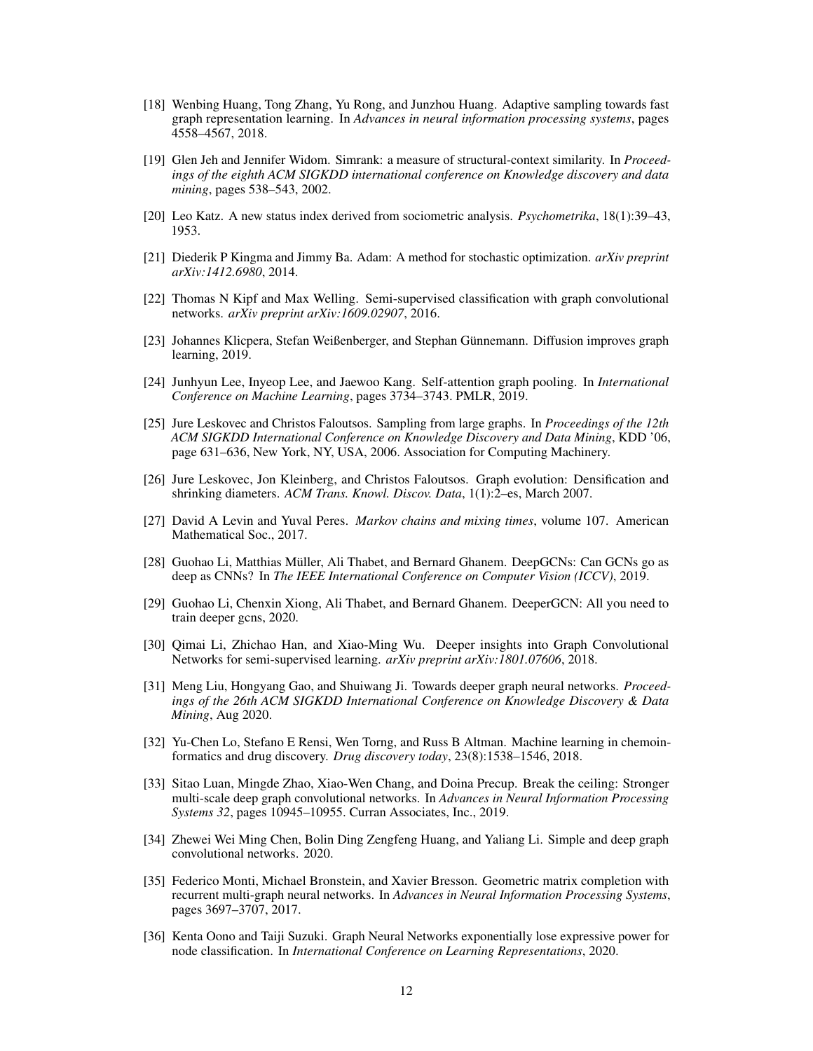[18] Wenbing Huang, Tong Zhang, Yu Rong, and Junzhou Huang. Adaptive sampling towards fast graph representation learning. In *Advances in neural information processing systems*, pages 4558–4567, 2018.

[19] Glen Jeh and Jennifer Widom. Simrank: a measure of structural-context similarity. In *Proceedings of the eighth ACM SIGKDD international conference on Knowledge discovery and data mining*, pages 538–543, 2002.

[20] Leo Katz. A new status index derived from sociometric analysis. *Psychometrika*, 18(1):39–43, 1953.

[21] Diederik P Kingma and Jimmy Ba. Adam: A method for stochastic optimization. *arXiv preprint arXiv:1412.6980*, 2014.

[22] Thomas N Kipf and Max Welling. Semi-supervised classification with graph convolutional networks. *arXiv preprint arXiv:1609.02907*, 2016.

[23] Johannes Klicpera, Stefan Weißenberger, and Stephan Günnemann. Diffusion improves graph learning, 2019.

[24] Junhyun Lee, Inyeop Lee, and Jaewoo Kang. Self-attention graph pooling. In *International Conference on Machine Learning*, pages 3734–3743. PMLR, 2019.

[25] Jure Leskovec and Christos Faloutsos. Sampling from large graphs. In *Proceedings of the 12th ACM SIGKDD International Conference on Knowledge Discovery and Data Mining*, KDD '06, page 631–636, New York, NY, USA, 2006. Association for Computing Machinery.

[26] Jure Leskovec, Jon Kleinberg, and Christos Faloutsos. Graph evolution: Densification and shrinking diameters. *ACM Trans. Knowl. Discov. Data*, 1(1):2–es, March 2007.

[27] David A Levin and Yuval Peres. *Markov chains and mixing times*, volume 107. American Mathematical Soc., 2017.

[28] Guohao Li, Matthias Müller, Ali Thabet, and Bernard Ghanem. DeepGCNs: Can GCNs go as deep as CNNs? In *The IEEE International Conference on Computer Vision (ICCV)*, 2019.

[29] Guohao Li, Chenxin Xiong, Ali Thabet, and Bernard Ghanem. DeeperGCN: All you need to train deeper gcns, 2020.

[30] Qimai Li, Zhichao Han, and Xiao-Ming Wu. Deeper insights into Graph Convolutional Networks for semi-supervised learning. *arXiv preprint arXiv:1801.07606*, 2018.

[31] Meng Liu, Hongyang Gao, and Shuiwang Ji. Towards deeper graph neural networks. *Proceedings of the 26th ACM SIGKDD International Conference on Knowledge Discovery & Data Mining*, Aug 2020.

[32] Yu-Chen Lo, Stefano E Rensi, Wen Torng, and Russ B Altman. Machine learning in chemoinformatics and drug discovery. *Drug discovery today*, 23(8):1538–1546, 2018.

[33] Sitao Luan, Mingde Zhao, Xiao-Wen Chang, and Doina Precup. Break the ceiling: Stronger multi-scale deep graph convolutional networks. In *Advances in Neural Information Processing Systems 32*, pages 10945–10955. Curran Associates, Inc., 2019.

[34] Zhewei Wei Ming Chen, Bolin Ding Zengfeng Huang, and Yaliang Li. Simple and deep graph convolutional networks. 2020.

[35] Federico Monti, Michael Bronstein, and Xavier Bresson. Geometric matrix completion with recurrent multi-graph neural networks. In *Advances in Neural Information Processing Systems*, pages 3697–3707, 2017.

[36] Kenta Oono and Taiji Suzuki. Graph Neural Networks exponentially lose expressive power for node classification. In *International Conference on Learning Representations*, 2020.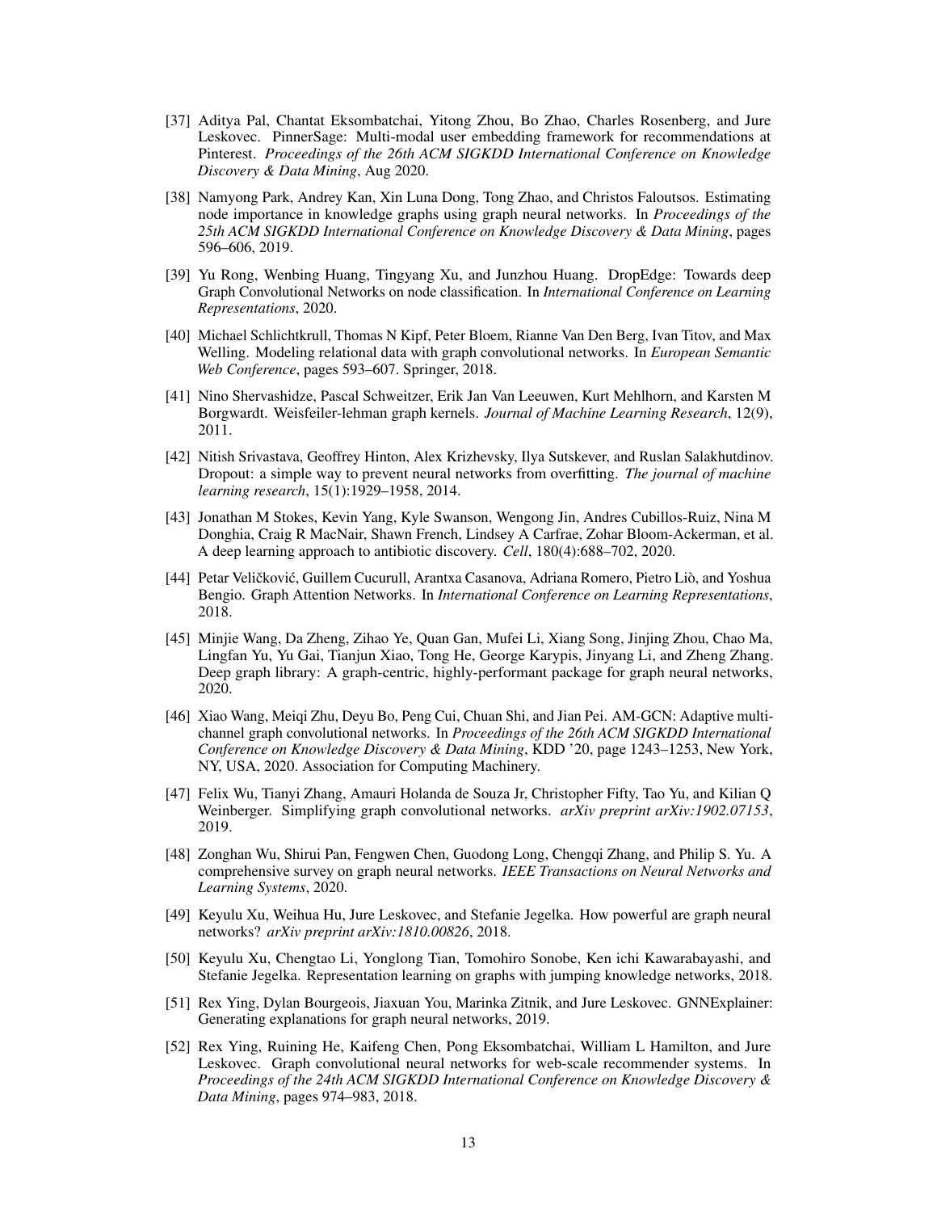[37] Aditya Pal, Chantat Eksombatchai, Yitong Zhou, Bo Zhao, Charles Rosenberg, and Jure Leskovec. PinnerSage: Multi-modal user embedding framework for recommendations at Pinterest. *Proceedings of the 26th ACM SIGKDD International Conference on Knowledge Discovery & Data Mining*, Aug 2020.

[38] Namyong Park, Andrey Kan, Xin Luna Dong, Tong Zhao, and Christos Faloutsos. Estimating node importance in knowledge graphs using graph neural networks. In *Proceedings of the 25th ACM SIGKDD International Conference on Knowledge Discovery & Data Mining*, pages 596–606, 2019.

[39] Yu Rong, Wenbing Huang, Tingyang Xu, and Junzhou Huang. DropEdge: Towards deep Graph Convolutional Networks on node classification. In *International Conference on Learning Representations*, 2020.

[40] Michael Schlichtkrull, Thomas N Kipf, Peter Bloem, Rianne Van Den Berg, Ivan Titov, and Max Welling. Modeling relational data with graph convolutional networks. In *European Semantic Web Conference*, pages 593–607. Springer, 2018.

[41] Nino Shervashidze, Pascal Schweitzer, Erik Jan Van Leeuwen, Kurt Mehlhorn, and Karsten M Borgwardt. Weisfeiler-lehman graph kernels. *Journal of Machine Learning Research*, 12(9), 2011.

[42] Nitish Srivastava, Geoffrey Hinton, Alex Krizhevsky, Ilya Sutskever, and Ruslan Salakhutdinov. Dropout: a simple way to prevent neural networks from overfitting. *The journal of machine learning research*, 15(1):1929–1958, 2014.

[43] Jonathan M Stokes, Kevin Yang, Kyle Swanson, Wengong Jin, Andres Cubillos-Ruiz, Nina M Donghia, Craig R MacNair, Shawn French, Lindsey A Carfrae, Zohar Bloom-Ackerman, et al. A deep learning approach to antibiotic discovery. *Cell*, 180(4):688–702, 2020.

[44] Petar Veličković, Guillem Cucurull, Arantxa Casanova, Adriana Romero, Pietro Liò, and Yoshua Bengio. Graph Attention Networks. In *International Conference on Learning Representations*, 2018.

[45] Minjie Wang, Da Zheng, Zihao Ye, Quan Gan, Mufei Li, Xiang Song, Jinjing Zhou, Chao Ma, Lingfan Yu, Yu Gai, Tianjun Xiao, Tong He, George Karypis, Jinyang Li, and Zheng Zhang. Deep graph library: A graph-centric, highly-performant package for graph neural networks, 2020.

[46] Xiao Wang, Meiqi Zhu, Deyu Bo, Peng Cui, Chuan Shi, and Jian Pei. AM-GCN: Adaptive multi-channel graph convolutional networks. In *Proceedings of the 26th ACM SIGKDD International Conference on Knowledge Discovery & Data Mining*, KDD '20, page 1243–1253, New York, NY, USA, 2020. Association for Computing Machinery.

[47] Felix Wu, Tianyi Zhang, Amauri Holanda de Souza Jr, Christopher Fifty, Tao Yu, and Kilian Q Weinberger. Simplifying graph convolutional networks. *arXiv preprint arXiv:1902.07153*, 2019.

[48] Zonghan Wu, Shirui Pan, Fengwen Chen, Guodong Long, Chengqi Zhang, and Philip S. Yu. A comprehensive survey on graph neural networks. *IEEE Transactions on Neural Networks and Learning Systems*, 2020.

[49] Keyulu Xu, Weihua Hu, Jure Leskovec, and Stefanie Jegelka. How powerful are graph neural networks? *arXiv preprint arXiv:1810.00826*, 2018.

[50] Keyulu Xu, Chengtao Li, Yonglong Tian, Tomohiro Sonobe, Ken ichi Kawarabayashi, and Stefanie Jegelka. Representation learning on graphs with jumping knowledge networks, 2018.

[51] Rex Ying, Dylan Bourgeois, Jiaxuan You, Marinka Zitnik, and Jure Leskovec. GNNExplainer: Generating explanations for graph neural networks, 2019.

[52] Rex Ying, Ruining He, Kaifeng Chen, Pong Eksombatchai, William L Hamilton, and Jure Leskovec. Graph convolutional neural networks for web-scale recommender systems. In *Proceedings of the 24th ACM SIGKDD International Conference on Knowledge Discovery & Data Mining*, pages 974–983, 2018.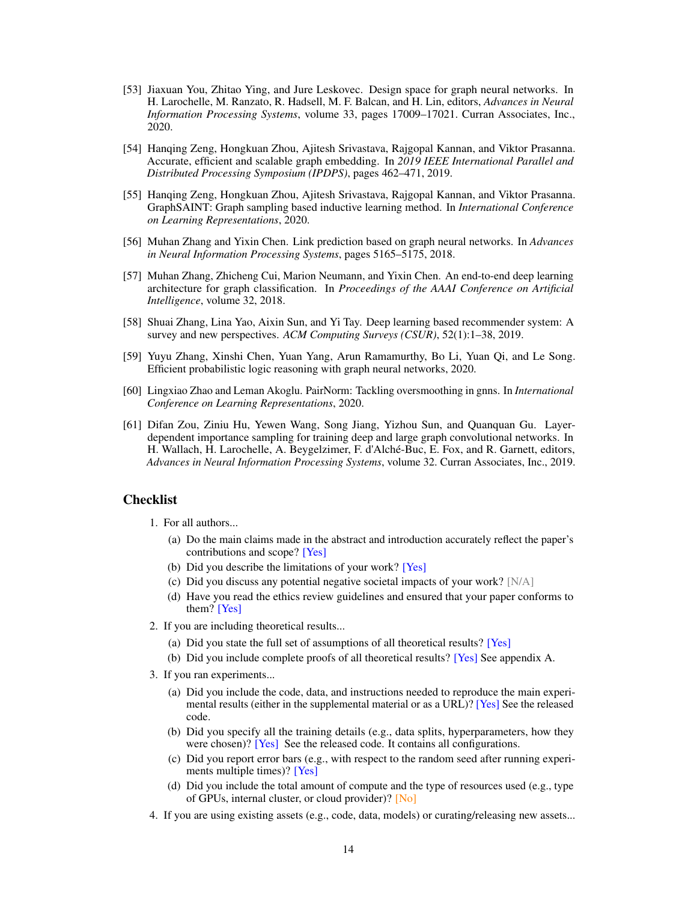[53] Jiaxuan You, Zhitao Ying, and Jure Leskovec. Design space for graph neural networks. In H. Larochelle, M. Ranzato, R. Hadsell, M. F. Balcan, and H. Lin, editors, *Advances in Neural Information Processing Systems*, volume 33, pages 17009–17021. Curran Associates, Inc., 2020.

[54] Hanqing Zeng, Hongkuan Zhou, Ajitesh Srivastava, Rajgopal Kannan, and Viktor Prasanna. Accurate, efficient and scalable graph embedding. In *2019 IEEE International Parallel and Distributed Processing Symposium (IPDPS)*, pages 462–471, 2019.

[55] Hanqing Zeng, Hongkuan Zhou, Ajitesh Srivastava, Rajgopal Kannan, and Viktor Prasanna. GraphSAINT: Graph sampling based inductive learning method. In *International Conference on Learning Representations*, 2020.

[56] Muhan Zhang and Yixin Chen. Link prediction based on graph neural networks. In *Advances in Neural Information Processing Systems*, pages 5165–5175, 2018.

[57] Muhan Zhang, Zhicheng Cui, Marion Neumann, and Yixin Chen. An end-to-end deep learning architecture for graph classification. In *Proceedings of the AAAI Conference on Artificial Intelligence*, volume 32, 2018.

[58] Shuai Zhang, Lina Yao, Aixin Sun, and Yi Tay. Deep learning based recommender system: A survey and new perspectives. *ACM Computing Surveys (CSUR)*, 52(1):1–38, 2019.

[59] Yuyu Zhang, Xinshi Chen, Yuan Yang, Arun Ramamurthy, Bo Li, Yuan Qi, and Le Song. Efficient probabilistic logic reasoning with graph neural networks, 2020.

[60] Lingxiao Zhao and Leman Akoglu. PairNorm: Tackling oversmoothing in gnns. In *International Conference on Learning Representations*, 2020.

[61] Difan Zou, Ziniu Hu, Yewen Wang, Song Jiang, Yizhou Sun, and Quanquan Gu. Layer-dependent importance sampling for training deep and large graph convolutional networks. In H. Wallach, H. Larochelle, A. Beygelzimer, F. d'Alché-Buc, E. Fox, and R. Garnett, editors, *Advances in Neural Information Processing Systems*, volume 32. Curran Associates, Inc., 2019.

## Checklist

1. For all authors...
   (a) Do the main claims made in the abstract and introduction accurately reflect the paper's contributions and scope? [Yes]
   (b) Did you describe the limitations of your work? [Yes]
   (c) Did you discuss any potential negative societal impacts of your work? [N/A]
   (d) Have you read the ethics review guidelines and ensured that your paper conforms to them? [Yes]
2. If you are including theoretical results...
   (a) Did you state the full set of assumptions of all theoretical results? [Yes]
   (b) Did you include complete proofs of all theoretical results? [Yes] See appendix A.
3. If you ran experiments...
   (a) Did you include the code, data, and instructions needed to reproduce the main experimental results (either in the supplemental material or as a URL)? [Yes] See the released code.
   (b) Did you specify all the training details (e.g., data splits, hyperparameters, how they were chosen)? [Yes] See the released code. It contains all configurations.
   (c) Did you report error bars (e.g., with respect to the random seed after running experiments multiple times)? [Yes]
   (d) Did you include the total amount of compute and the type of resources used (e.g., type of GPUs, internal cluster, or cloud provider)? [No]
4. If you are using existing assets (e.g., code, data, models) or curating/releasing new assets...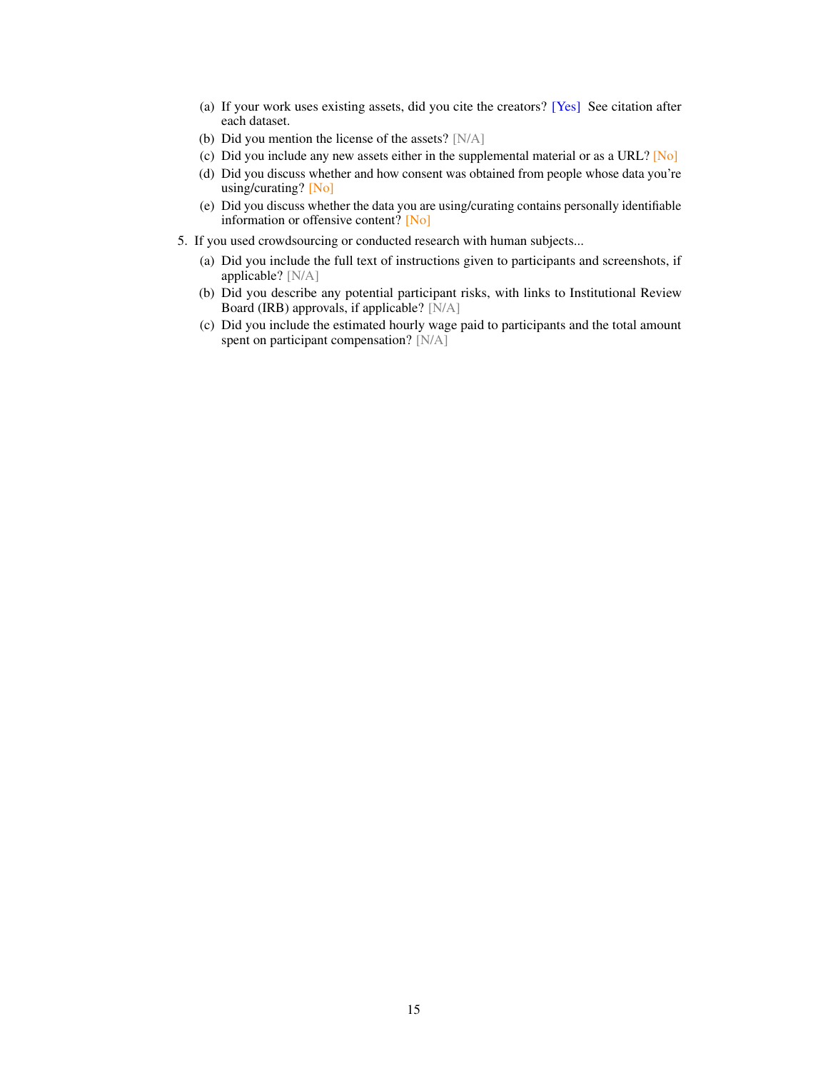- (a) If your work uses existing assets, did you cite the creators? [Yes] See citation after each dataset.
   - (b) Did you mention the license of the assets? [N/A]
   - (c) Did you include any new assets either in the supplemental material or as a URL? [No]
   - (d) Did you discuss whether and how consent was obtained from people whose data you're using/curating? [No]
   - (e) Did you discuss whether the data you are using/curating contains personally identifiable information or offensive content? [No]

5. If you used crowdsourcing or conducted research with human subjects...
   - (a) Did you include the full text of instructions given to participants and screenshots, if applicable? [N/A]
   - (b) Did you describe any potential participant risks, with links to Institutional Review Board (IRB) approvals, if applicable? [N/A]
   - (c) Did you include the estimated hourly wage paid to participants and the total amount spent on participant compensation? [N/A]